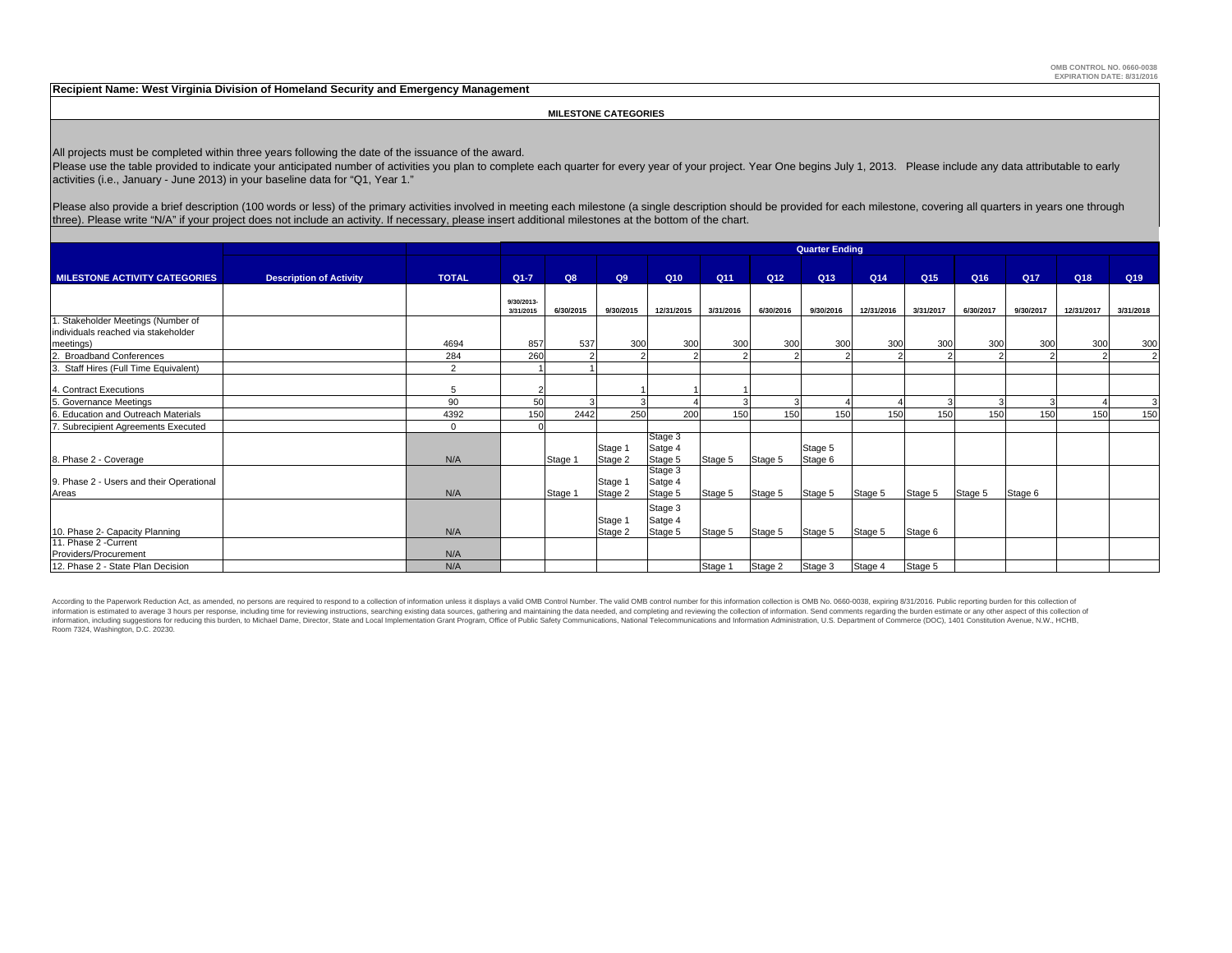OMB CONTROL NO. 0660-0038
EXPIRATION DATE: 8/31/2016

**Recipient Name: West Virginia Division of Homeland Security and Emergency Management**

**MILESTONE CATEGORIES**

All projects must be completed within three years following the date of the issuance of the award.
Please use the table provided to indicate your anticipated number of activities you plan to complete each quarter for every year of your project. Year One begins July 1, 2013. Please include any data attributable to early activities (i.e., January - June 2013) in your baseline data for "Q1, Year 1."

Please also provide a brief description (100 words or less) of the primary activities involved in meeting each milestone (a single description should be provided for each milestone, covering all quarters in years one through three). Please write "N/A" if your project does not include an activity. If necessary, please insert additional milestones at the bottom of the chart.

| | | | Quarter Ending | | | | | | | | | | | | |
|---|---|---|---|---|---|---|---|---|---|---|---|---|---|---|---|
| **MILESTONE ACTIVITY CATEGORIES** | **Description of Activity** | **TOTAL** | **Q1-7** | **Q8** | **Q9** | **Q10** | **Q11** | **Q12** | **Q13** | **Q14** | **Q15** | **Q16** | **Q17** | **Q18** | **Q19** |
| | | | 9/30/2013-3/31/2015 | 6/30/2015 | 9/30/2015 | 12/31/2015 | 3/31/2016 | 6/30/2016 | 9/30/2016 | 12/31/2016 | 3/31/2017 | 6/30/2017 | 9/30/2017 | 12/31/2017 | 3/31/2018 |
| 1. Stakeholder Meetings (Number of individuals reached via stakeholder meetings) | | 4694 | 857 | 537 | 300 | 300 | 300 | 300 | 300 | 300 | 300 | 300 | 300 | 300 | 300 |
| 2. Broadband Conferences | | 284 | 260 | 2 | 2 | 2 | 2 | 2 | 2 | 2 | 2 | 2 | 2 | 2 | 2 |
| 3. Staff Hires (Full Time Equivalent) | | 2 | 1 | 1 | | | | | | | | | | | |
| 4. Contract Executions | | 5 | 2 | | 1 | 1 | 1 | | | | | | | | |
| 5. Governance Meetings | | 90 | 50 | 3 | 3 | 4 | 3 | 3 | 4 | 4 | 3 | 3 | 3 | 4 | 3 |
| 6. Education and Outreach Materials | | 4392 | 150 | 2442 | 250 | 200 | 150 | 150 | 150 | 150 | 150 | 150 | 150 | 150 | 150 |
| 7. Subrecipient Agreements Executed | | 0 | 0 | | | | | | | | | | | | |
| 8. Phase 2 - Coverage | | N/A | | Stage 1 | Stage 1 Stage 2 | Stage 3 Satge 4 Stage 5 | Stage 5 | Stage 5 | Stage 5 Stage 6 | | | | | | |
| 9. Phase 2 - Users and their Operational Areas | | N/A | | Stage 1 | Stage 1 Stage 2 | Stage 3 Satge 4 Stage 5 | Stage 5 | Stage 5 | Stage 5 | Stage 5 | Stage 5 | Stage 5 | Stage 6 | | |
| 10. Phase 2- Capacity Planning | | N/A | | | Stage 1 Stage 2 | Stage 3 Satge 4 Stage 5 | Stage 5 | Stage 5 | Stage 5 | Stage 5 | Stage 6 | | | | |
| 11. Phase 2 -Current Providers/Procurement | | N/A | | | | | | | | | | | | | |
| 12. Phase 2 - State Plan Decision | | N/A | | | | | Stage 1 | Stage 2 | Stage 3 | Stage 4 | Stage 5 | | | | |

According to the Paperwork Reduction Act, as amended, no persons are required to respond to a collection of information unless it displays a valid OMB Control Number. The valid OMB control number for this information collection is OMB No. 0660-0038, expiring 8/31/2016. Public reporting burden for this collection of information is estimated to average 3 hours per response, including time for reviewing instructions, searching existing data sources, gathering and maintaining the data needed, and completing and reviewing the collection of information. Send comments regarding the burden estimate or any other aspect of this collection of information, including suggestions for reducing this burden, to Michael Dame, Director, State and Local Implementation Grant Program, Office of Public Safety Communications, National Telecommunications and Information Administration, U.S. Department of Commerce (DOC), 1401 Constitution Avenue, N.W., HCHB, Room 7324, Washington, D.C. 20230.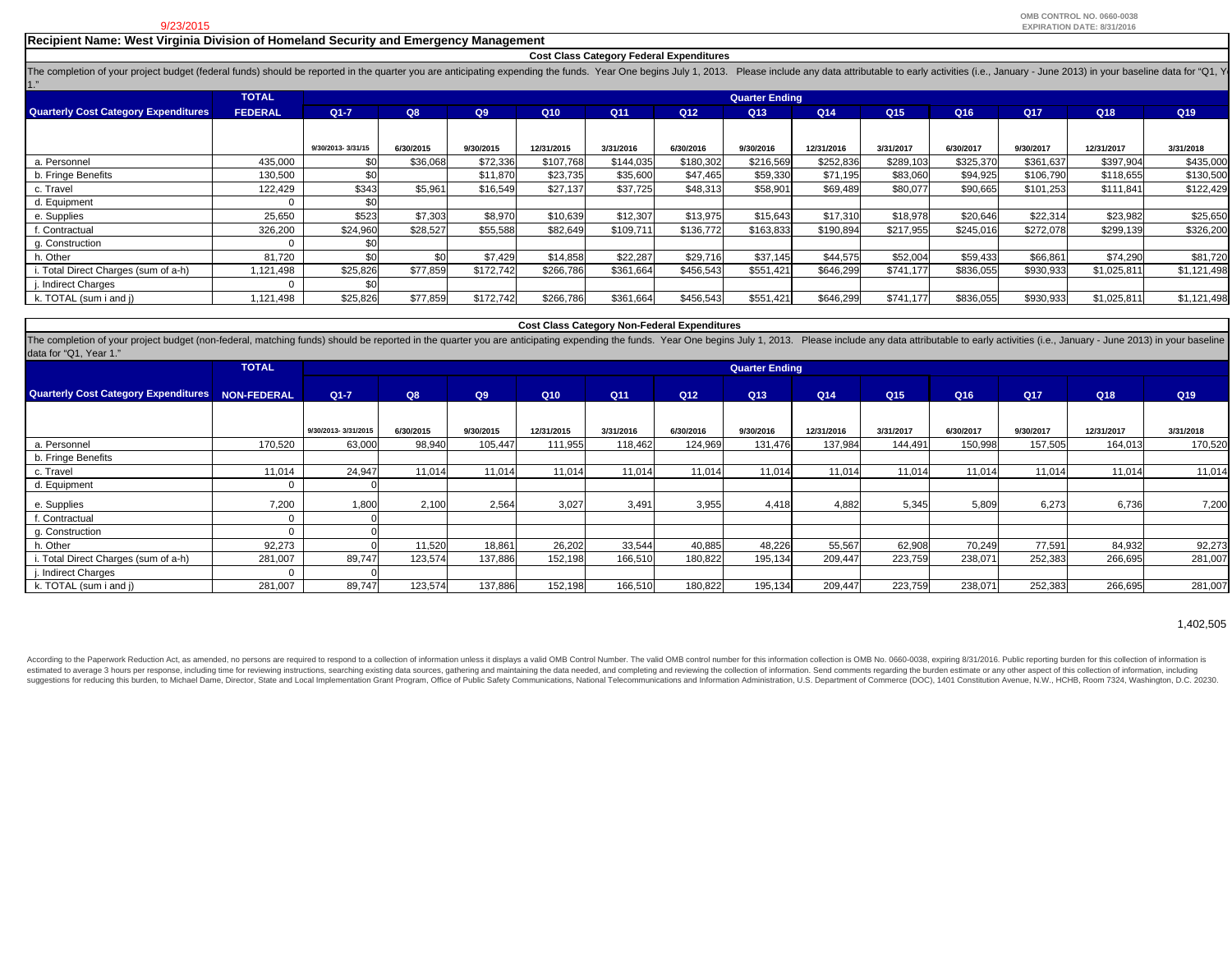9/23/2015

OMB CONTROL NO. 0660-0038
EXPIRATION DATE: 8/31/2016

**Recipient Name: West Virginia Division of Homeland Security and Emergency Management**

**Cost Class Category Federal Expenditures**

The completion of your project budget (federal funds) should be reported in the quarter you are anticipating expending the funds. Year One begins July 1, 2013. Please include any data attributable to early activities (i.e., January - June 2013) in your baseline data for "Q1, Year 1."

| | TOTAL | Quarter Ending | | | | | | | | | | | | |
|---|---|---|---|---|---|---|---|---|---|---|---|---|---|---|
| **Quarterly Cost Category Expenditures** | **FEDERAL** | **Q1-7** | **Q8** | **Q9** | **Q10** | **Q11** | **Q12** | **Q13** | **Q14** | **Q15** | **Q16** | **Q17** | **Q18** | **Q19** |
| | | 9/30/2013- 3/31/15 | 6/30/2015 | 9/30/2015 | 12/31/2015 | 3/31/2016 | 6/30/2016 | 9/30/2016 | 12/31/2016 | 3/31/2017 | 6/30/2017 | 9/30/2017 | 12/31/2017 | 3/31/2018 |
| a. Personnel | 435,000 | $0 | $36,068 | $72,336 | $107,768 | $144,035 | $180,302 | $216,569 | $252,836 | $289,103 | $325,370 | $361,637 | $397,904 | $435,000 |
| b. Fringe Benefits | 130,500 | $0 | | $11,870 | $23,735 | $35,600 | $47,465 | $59,330 | $71,195 | $83,060 | $94,925 | $106,790 | $118,655 | $130,500 |
| c. Travel | 122,429 | $343 | $5,961 | $16,549 | $27,137 | $37,725 | $48,313 | $58,901 | $69,489 | $80,077 | $90,665 | $101,253 | $111,841 | $122,429 |
| d. Equipment | 0 | $0 | | | | | | | | | | | | |
| e. Supplies | 25,650 | $523 | $7,303 | $8,970 | $10,639 | $12,307 | $13,975 | $15,643 | $17,310 | $18,978 | $20,646 | $22,314 | $23,982 | $25,650 |
| f. Contractual | 326,200 | $24,960 | $28,527 | $55,588 | $82,649 | $109,711 | $136,772 | $163,833 | $190,894 | $217,955 | $245,016 | $272,078 | $299,139 | $326,200 |
| g. Construction | 0 | $0 | | | | | | | | | | | | |
| h. Other | 81,720 | $0 | $0 | $7,429 | $14,858 | $22,287 | $29,716 | $37,145 | $44,575 | $52,004 | $59,433 | $66,861 | $74,290 | $81,720 |
| i. Total Direct Charges (sum of a-h) | 1,121,498 | $25,826 | $77,859 | $172,742 | $266,786 | $361,664 | $456,543 | $551,421 | $646,299 | $741,177 | $836,055 | $930,933 | $1,025,811 | $1,121,498 |
| j. Indirect Charges | 0 | $0 | | | | | | | | | | | | |
| k. TOTAL (sum i and j) | 1,121,498 | $25,826 | $77,859 | $172,742 | $266,786 | $361,664 | $456,543 | $551,421 | $646,299 | $741,177 | $836,055 | $930,933 | $1,025,811 | $1,121,498 |

**Cost Class Category Non-Federal Expenditures**

The completion of your project budget (non-federal, matching funds) should be reported in the quarter you are anticipating expending the funds. Year One begins July 1, 2013. Please include any data attributable to early activities (i.e., January - June 2013) in your baseline data for "Q1, Year 1."

| | TOTAL | Quarter Ending | | | | | | | | | | | | |
|---|---|---|---|---|---|---|---|---|---|---|---|---|---|---|
| **Quarterly Cost Category Expenditures** | **NON-FEDERAL** | **Q1-7** | **Q8** | **Q9** | **Q10** | **Q11** | **Q12** | **Q13** | **Q14** | **Q15** | **Q16** | **Q17** | **Q18** | **Q19** |
| | | 9/30/2013- 3/31/2015 | 6/30/2015 | 9/30/2015 | 12/31/2015 | 3/31/2016 | 6/30/2016 | 9/30/2016 | 12/31/2016 | 3/31/2017 | 6/30/2017 | 9/30/2017 | 12/31/2017 | 3/31/2018 |
| a. Personnel | 170,520 | 63,000 | 98,940 | 105,447 | 111,955 | 118,462 | 124,969 | 131,476 | 137,984 | 144,491 | 150,998 | 157,505 | 164,013 | 170,520 |
| b. Fringe Benefits | | | | | | | | | | | | | | |
| c. Travel | 11,014 | 24,947 | 11,014 | 11,014 | 11,014 | 11,014 | 11,014 | 11,014 | 11,014 | 11,014 | 11,014 | 11,014 | 11,014 | 11,014 |
| d. Equipment | 0 | 0 | | | | | | | | | | | | |
| e. Supplies | 7,200 | 1,800 | 2,100 | 2,564 | 3,027 | 3,491 | 3,955 | 4,418 | 4,882 | 5,345 | 5,809 | 6,273 | 6,736 | 7,200 |
| f. Contractual | 0 | 0 | | | | | | | | | | | | |
| g. Construction | 0 | 0 | | | | | | | | | | | | |
| h. Other | 92,273 | 0 | 11,520 | 18,861 | 26,202 | 33,544 | 40,885 | 48,226 | 55,567 | 62,908 | 70,249 | 77,591 | 84,932 | 92,273 |
| i. Total Direct Charges (sum of a-h) | 281,007 | 89,747 | 123,574 | 137,886 | 152,198 | 166,510 | 180,822 | 195,134 | 209,447 | 223,759 | 238,071 | 252,383 | 266,695 | 281,007 |
| j. Indirect Charges | 0 | 0 | | | | | | | | | | | | |
| k. TOTAL (sum i and j) | 281,007 | 89,747 | 123,574 | 137,886 | 152,198 | 166,510 | 180,822 | 195,134 | 209,447 | 223,759 | 238,071 | 252,383 | 266,695 | 281,007 |

1,402,505

According to the Paperwork Reduction Act, as amended, no persons are required to respond to a collection of information unless it displays a valid OMB Control Number. The valid OMB control number for this information collection is OMB No. 0660-0038, expiring 8/31/2016. Public reporting burden for this collection of information is estimated to average 3 hours per response, including time for reviewing instructions, searching existing data sources, gathering and maintaining the data needed, and completing and reviewing the collection of information. Send comments regarding the burden estimate or any other aspect of this collection of information, including suggestions for reducing this burden, to Michael Dame, Director, State and Local Implementation Grant Program, Office of Public Safety Communications, National Telecommunications and Information Administration, U.S. Department of Commerce (DOC), 1401 Constitution Avenue, N.W., HCHB, Room 7324, Washington, D.C. 20230.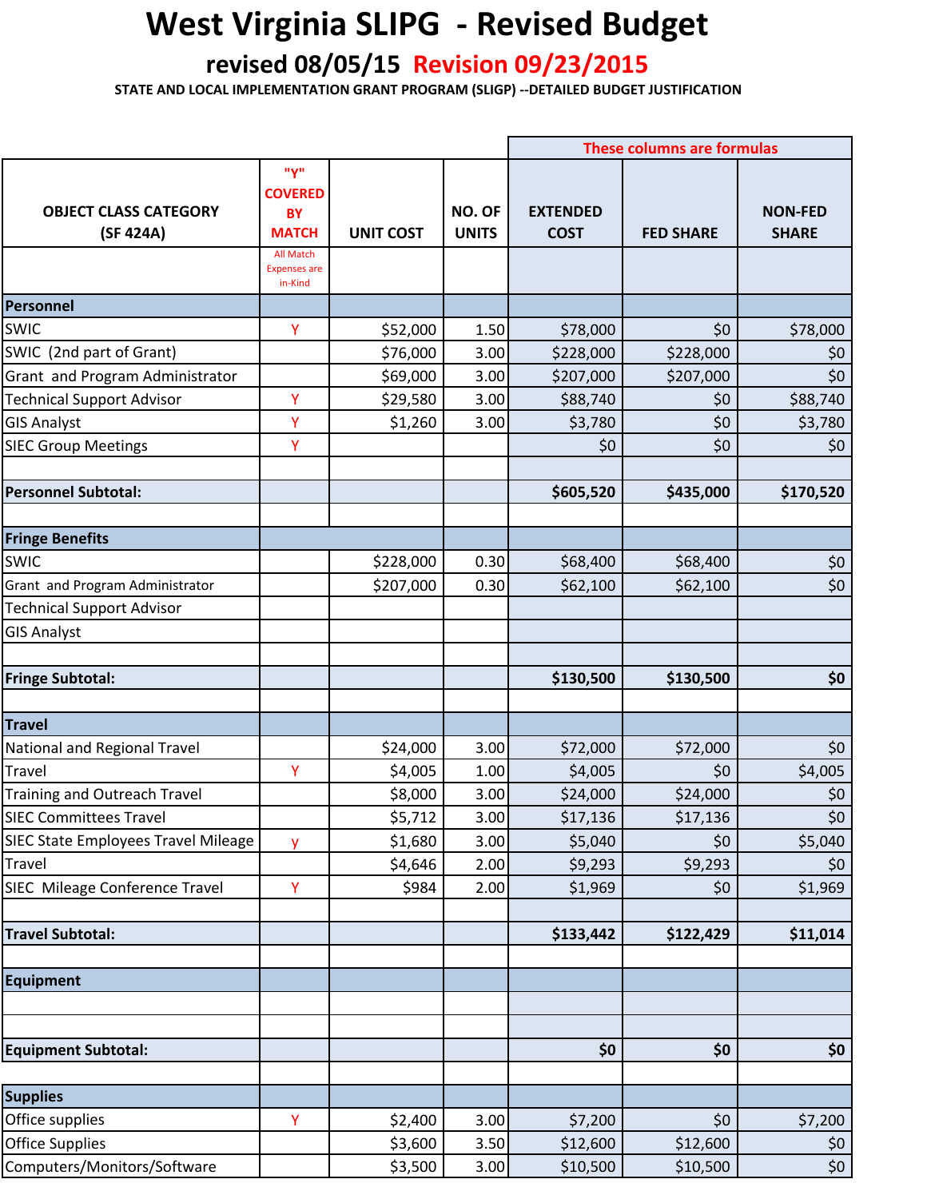# West Virginia SLIPG - Revised Budget

## revised 08/05/15 Revision 09/23/2015

**STATE AND LOCAL IMPLEMENTATION GRANT PROGRAM (SLIGP) --DETAILED BUDGET JUSTIFICATION**

| | | | | These columns are formulas | | |
|---|---|---|---|---|---|---|
| **OBJECT CLASS CATEGORY (SF 424A)** | **"Y" COVERED BY MATCH** | **UNIT COST** | **NO. OF UNITS** | **EXTENDED COST** | **FED SHARE** | **NON-FED SHARE** |
| | All Match Expenses are in-Kind | | | | | |
| **Personnel** | | | | | | |
| SWIC | Y | $52,000 | 1.50 | $78,000 | $0 | $78,000 |
| SWIC (2nd part of Grant) | | $76,000 | 3.00 | $228,000 | $228,000 | $0 |
| Grant and Program Administrator | | $69,000 | 3.00 | $207,000 | $207,000 | $0 |
| Technical Support Advisor | Y | $29,580 | 3.00 | $88,740 | $0 | $88,740 |
| GIS Analyst | Y | $1,260 | 3.00 | $3,780 | $0 | $3,780 |
| SIEC Group Meetings | Y | | | $0 | $0 | $0 |
| | | | | | | |
| **Personnel Subtotal:** | | | | **$605,520** | **$435,000** | **$170,520** |
| | | | | | | |
| **Fringe Benefits** | | | | | | |
| SWIC | | $228,000 | 0.30 | $68,400 | $68,400 | $0 |
| Grant and Program Administrator | | $207,000 | 0.30 | $62,100 | $62,100 | $0 |
| Technical Support Advisor | | | | | | |
| GIS Analyst | | | | | | |
| | | | | | | |
| **Fringe Subtotal:** | | | | **$130,500** | **$130,500** | **$0** |
| | | | | | | |
| **Travel** | | | | | | |
| National and Regional Travel | | $24,000 | 3.00 | $72,000 | $72,000 | $0 |
| Travel | Y | $4,005 | 1.00 | $4,005 | $0 | $4,005 |
| Training and Outreach Travel | | $8,000 | 3.00 | $24,000 | $24,000 | $0 |
| SIEC Committees Travel | | $5,712 | 3.00 | $17,136 | $17,136 | $0 |
| SIEC State Employees Travel Mileage | y | $1,680 | 3.00 | $5,040 | $0 | $5,040 |
| Travel | | $4,646 | 2.00 | $9,293 | $9,293 | $0 |
| SIEC Mileage Conference Travel | Y | $984 | 2.00 | $1,969 | $0 | $1,969 |
| | | | | | | |
| **Travel Subtotal:** | | | | **$133,442** | **$122,429** | **$11,014** |
| | | | | | | |
| **Equipment** | | | | | | |
| | | | | | | |
| | | | | | | |
| **Equipment Subtotal:** | | | | **$0** | **$0** | **$0** |
| | | | | | | |
| **Supplies** | | | | | | |
| Office supplies | Y | $2,400 | 3.00 | $7,200 | $0 | $7,200 |
| Office Supplies | | $3,600 | 3.50 | $12,600 | $12,600 | $0 |
| Computers/Monitors/Software | | $3,500 | 3.00 | $10,500 | $10,500 | $0 |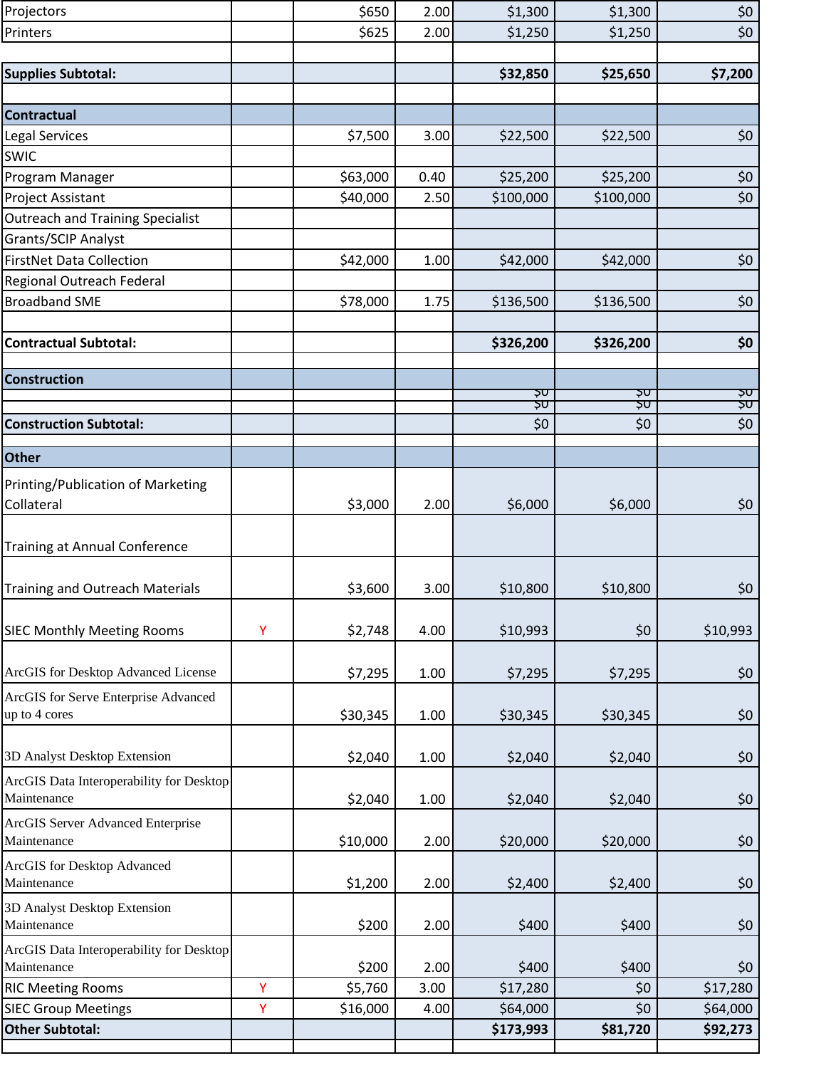| | | | | | | |
|---|---|---|---|---|---|---|
| Projectors | | $650 | 2.00 | $1,300 | $1,300 | $0 |
| Printers | | $625 | 2.00 | $1,250 | $1,250 | $0 |
| | | | | | | |
| **Supplies Subtotal:** | | | | **$32,850** | **$25,650** | **$7,200** |
| | | | | | | |
| **Contractual** | | | | | | |
| Legal Services | | $7,500 | 3.00 | $22,500 | $22,500 | $0 |
| SWIC | | | | | | |
| Program Manager | | $63,000 | 0.40 | $25,200 | $25,200 | $0 |
| Project Assistant | | $40,000 | 2.50 | $100,000 | $100,000 | $0 |
| Outreach and Training Specialist | | | | | | |
| Grants/SCIP Analyst | | | | | | |
| FirstNet Data Collection | | $42,000 | 1.00 | $42,000 | $42,000 | $0 |
| Regional Outreach Federal | | | | | | |
| Broadband SME | | $78,000 | 1.75 | $136,500 | $136,500 | $0 |
| | | | | | | |
| **Contractual Subtotal:** | | | | **$326,200** | **$326,200** | **$0** |
| | | | | | | |
| **Construction** | | | | | | |
| | | | | $0 | $0 | $0 |
| | | | | $0 | $0 | $0 |
| **Construction Subtotal:** | | | | $0 | $0 | $0 |
| | | | | | | |
| **Other** | | | | | | |
| Printing/Publication of Marketing Collateral | | $3,000 | 2.00 | $6,000 | $6,000 | $0 |
| Training at Annual Conference | | | | | | |
| Training and Outreach Materials | | $3,600 | 3.00 | $10,800 | $10,800 | $0 |
| SIEC Monthly Meeting Rooms | Y | $2,748 | 4.00 | $10,993 | $0 | $10,993 |
| ArcGIS for Desktop Advanced License | | $7,295 | 1.00 | $7,295 | $7,295 | $0 |
| ArcGIS for Serve Enterprise Advanced up to 4 cores | | $30,345 | 1.00 | $30,345 | $30,345 | $0 |
| 3D Analyst Desktop Extension | | $2,040 | 1.00 | $2,040 | $2,040 | $0 |
| ArcGIS Data Interoperability for Desktop Maintenance | | $2,040 | 1.00 | $2,040 | $2,040 | $0 |
| ArcGIS Server Advanced Enterprise Maintenance | | $10,000 | 2.00 | $20,000 | $20,000 | $0 |
| ArcGIS for Desktop Advanced Maintenance | | $1,200 | 2.00 | $2,400 | $2,400 | $0 |
| 3D Analyst Desktop Extension Maintenance | | $200 | 2.00 | $400 | $400 | $0 |
| ArcGIS Data Interoperability for Desktop Maintenance | | $200 | 2.00 | $400 | $400 | $0 |
| RIC Meeting Rooms | Y | $5,760 | 3.00 | $17,280 | $0 | $17,280 |
| SIEC Group Meetings | Y | $16,000 | 4.00 | $64,000 | $0 | $64,000 |
| **Other Subtotal:** | | | | **$173,993** | **$81,720** | **$92,273** |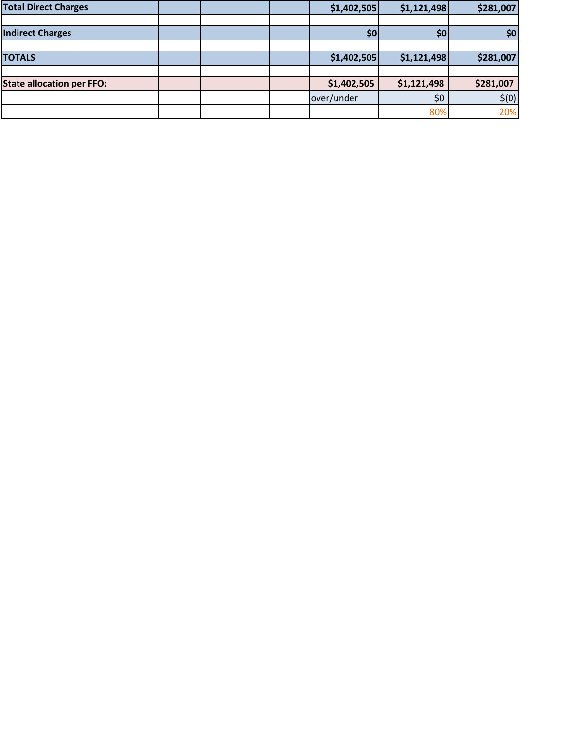| | | | | | | |
|---|---|---|---|---|---|---|
| **Total Direct Charges** | | | | **$1,402,505** | **$1,121,498** | **$281,007** |
| | | | | | | |
| **Indirect Charges** | | | | **$0** | **$0** | **$0** |
| | | | | | | |
| **TOTALS** | | | | **$1,402,505** | **$1,121,498** | **$281,007** |
| | | | | | | |
| **State allocation per FFO:** | | | | **$1,402,505** | **$1,121,498** | **$281,007** |
| | | | | over/under | $0 | $(0) |
| | | | | | 80% | 20% |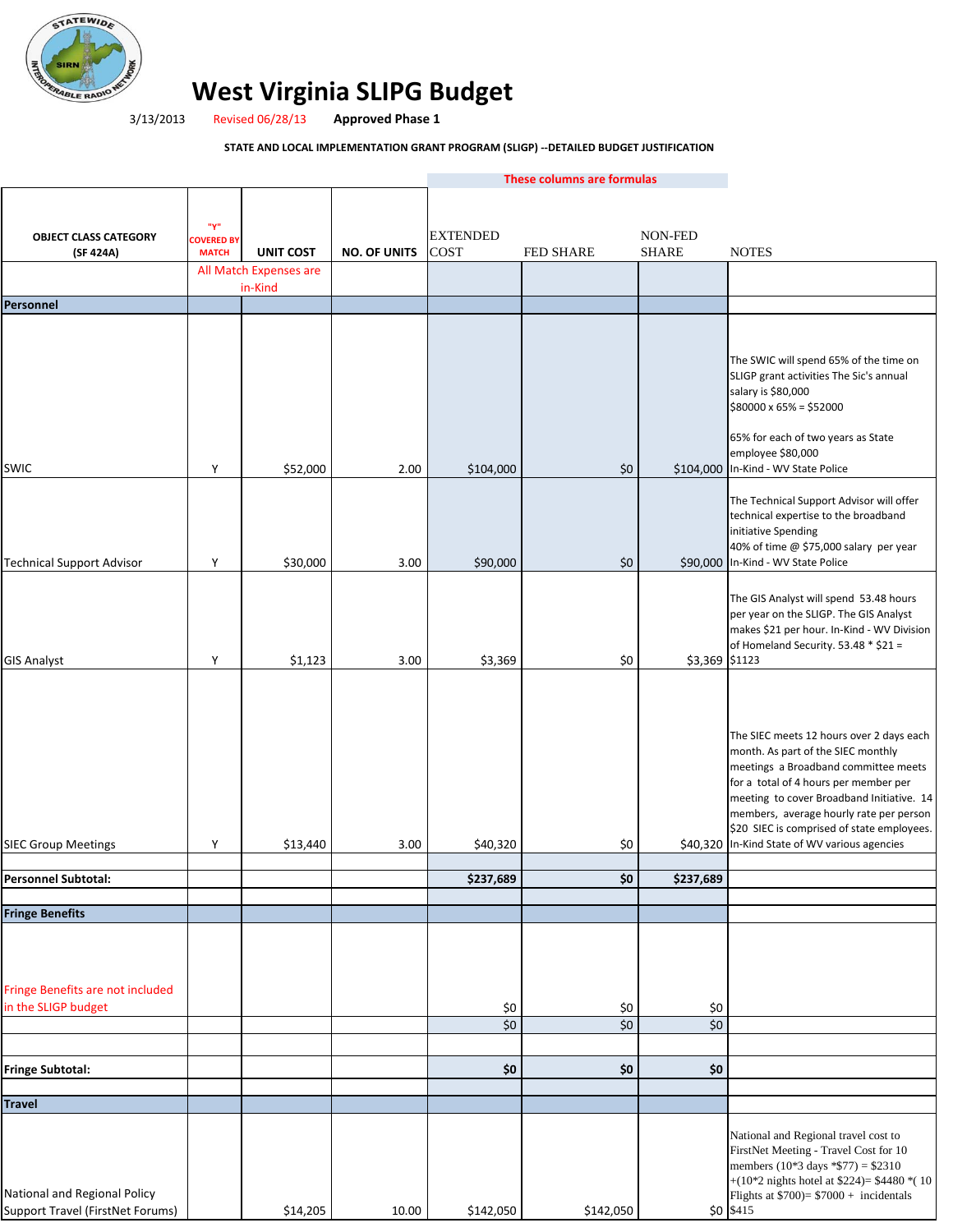# West Virginia SLIPG Budget

3/13/2013 Revised 06/28/13 **Approved Phase 1**

**STATE AND LOCAL IMPLEMENTATION GRANT PROGRAM (SLIGP) --DETAILED BUDGET JUSTIFICATION**

These columns are formulas

| OBJECT CLASS CATEGORY (SF 424A) | "Y" COVERED BY MATCH | UNIT COST | NO. OF UNITS | EXTENDED COST | FED SHARE | NON-FED SHARE | NOTES |
|---|---|---|---|---|---|---|---|
| | All Match Expenses are in-Kind | | | | | | |
| **Personnel** | | | | | | | |
| SWIC | Y | $52,000 | 2.00 | $104,000 | $0 | $104,000 | The SWIC will spend 65% of the time on SLIGP grant activities The Sic's annual salary is $80,000 $80000 x 65% = $52000 65% for each of two years as State employee $80,000 In-Kind - WV State Police |
| Technical Support Advisor | Y | $30,000 | 3.00 | $90,000 | $0 | $90,000 | The Technical Support Advisor will offer technical expertise to the broadband initiative Spending 40% of time @ $75,000 salary per year In-Kind - WV State Police |
| GIS Analyst | Y | $1,123 | 3.00 | $3,369 | $0 | $3,369 | The GIS Analyst will spend 53.48 hours per year on the SLIGP. The GIS Analyst makes $21 per hour. In-Kind - WV Division of Homeland Security. 53.48 * $21 = $1123 |
| SIEC Group Meetings | Y | $13,440 | 3.00 | $40,320 | $0 | $40,320 | The SIEC meets 12 hours over 2 days each month. As part of the SIEC monthly meetings a Broadband committee meets for a total of 4 hours per member per meeting to cover Broadband Initiative. 14 members, average hourly rate per person $20 SIEC is comprised of state employees. In-Kind State of WV various agencies |
| **Personnel Subtotal:** | | | | **$237,689** | **$0** | **$237,689** | |
| **Fringe Benefits** | | | | | | | |
| Fringe Benefits are not included in the SLIGP budget | | | | $0 | $0 | $0 | |
| | | | | $0 | $0 | $0 | |
| **Fringe Subtotal:** | | | | **$0** | **$0** | **$0** | |
| **Travel** | | | | | | | |
| National and Regional Policy Support Travel (FirstNet Forums) | | $14,205 | 10.00 | $142,050 | $142,050 | $0 | National and Regional travel cost to FirstNet Meeting - Travel Cost for 10 members (10*3 days *$77) = $2310 +(10*2 nights hotel at $224)= $4480 *( 10 Flights at $700)= $7000 + incidentals $415 |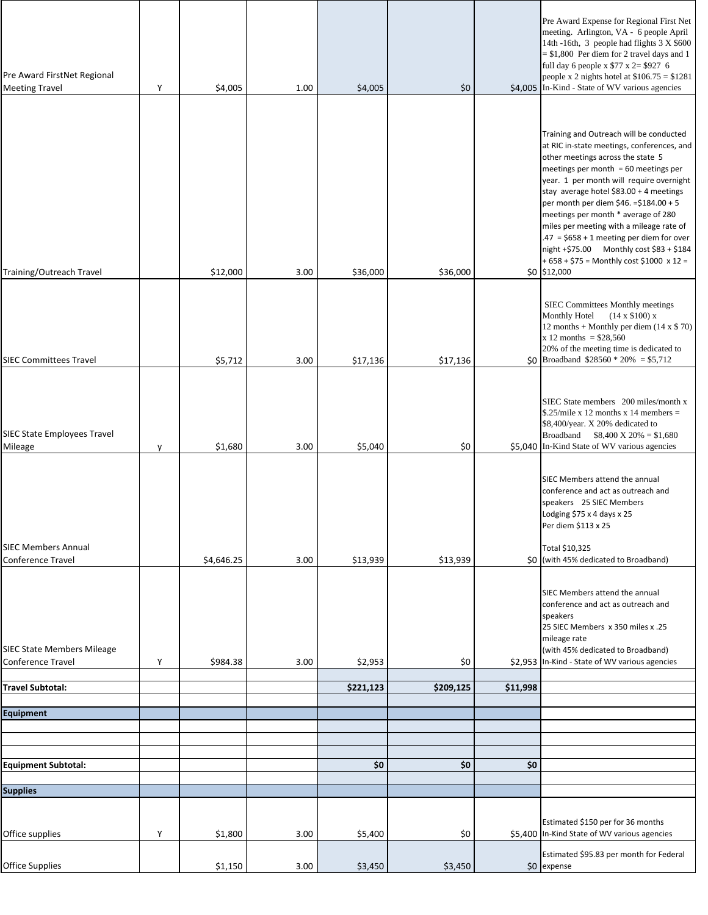| | | | | | | | |
|---|---|---|---|---|---|---|---|
| Pre Award FirstNet Regional Meeting Travel | Y | $4,005 | 1.00 | $4,005 | $0 | $4,005 | Pre Award Expense for Regional First Net meeting. Arlington, VA - 6 people April 14th -16th, 3 people had flights 3 X $600 = $1,800 Per diem for 2 travel days and 1 full day 6 people x $77 x 2= $927 6 people x 2 nights hotel at $106.75 = $1281 In-Kind - State of WV various agencies |
| Training/Outreach Travel | | $12,000 | 3.00 | $36,000 | $36,000 | $0 | Training and Outreach will be conducted at RIC in-state meetings, conferences, and other meetings across the state 5 meetings per month = 60 meetings per year. 1 per month will require overnight stay average hotel $83.00 + 4 meetings per month per diem $46. =$184.00 + 5 meetings per month * average of 280 miles per meeting with a mileage rate of .47 = $658 + 1 meeting per diem for over night +$75.00 Monthly cost $83 + $184 + 658 + $75 = Monthly cost $1000 x 12 = $12,000 |
| SIEC Committees Travel | | $5,712 | 3.00 | $17,136 | $17,136 | $0 | SIEC Committees Monthly meetings Monthly Hotel (14 x $100) x 12 months + Monthly per diem (14 x $ 70) x 12 months = $28,560 20% of the meeting time is dedicated to Broadband $28560 * 20% = $5,712 |
| SIEC State Employees Travel Mileage | y | $1,680 | 3.00 | $5,040 | $0 | $5,040 | SIEC State members 200 miles/month x $.25/mile x 12 months x 14 members = $8,400/year. X 20% dedicated to Broadband $8,400 X 20% = $1,680 In-Kind State of WV various agencies |
| SIEC Members Annual Conference Travel | | $4,646.25 | 3.00 | $13,939 | $13,939 | $0 | SIEC Members attend the annual conference and act as outreach and speakers 25 SIEC Members Lodging $75 x 4 days x 25 Per diem $113 x 25 Total $10,325 (with 45% dedicated to Broadband) |
| SIEC State Members Mileage Conference Travel | Y | $984.38 | 3.00 | $2,953 | $0 | $2,953 | SIEC Members attend the annual conference and act as outreach and speakers 25 SIEC Members x 350 miles x .25 mileage rate (with 45% dedicated to Broadband) In-Kind - State of WV various agencies |
| | | | | | | | |
| **Travel Subtotal:** | | | | **$221,123** | **$209,125** | **$11,998** | |
| | | | | | | | |
| **Equipment** | | | | | | | |
| | | | | | | | |
| | | | | | | | |
| | | | | | | | |
| **Equipment Subtotal:** | | | | **$0** | **$0** | **$0** | |
| | | | | | | | |
| **Supplies** | | | | | | | |
| Office supplies | Y | $1,800 | 3.00 | $5,400 | $0 | $5,400 | Estimated $150 per for 36 months In-Kind State of WV various agencies |
| Office Supplies | | $1,150 | 3.00 | $3,450 | $3,450 | $0 | Estimated $95.83 per month for Federal expense |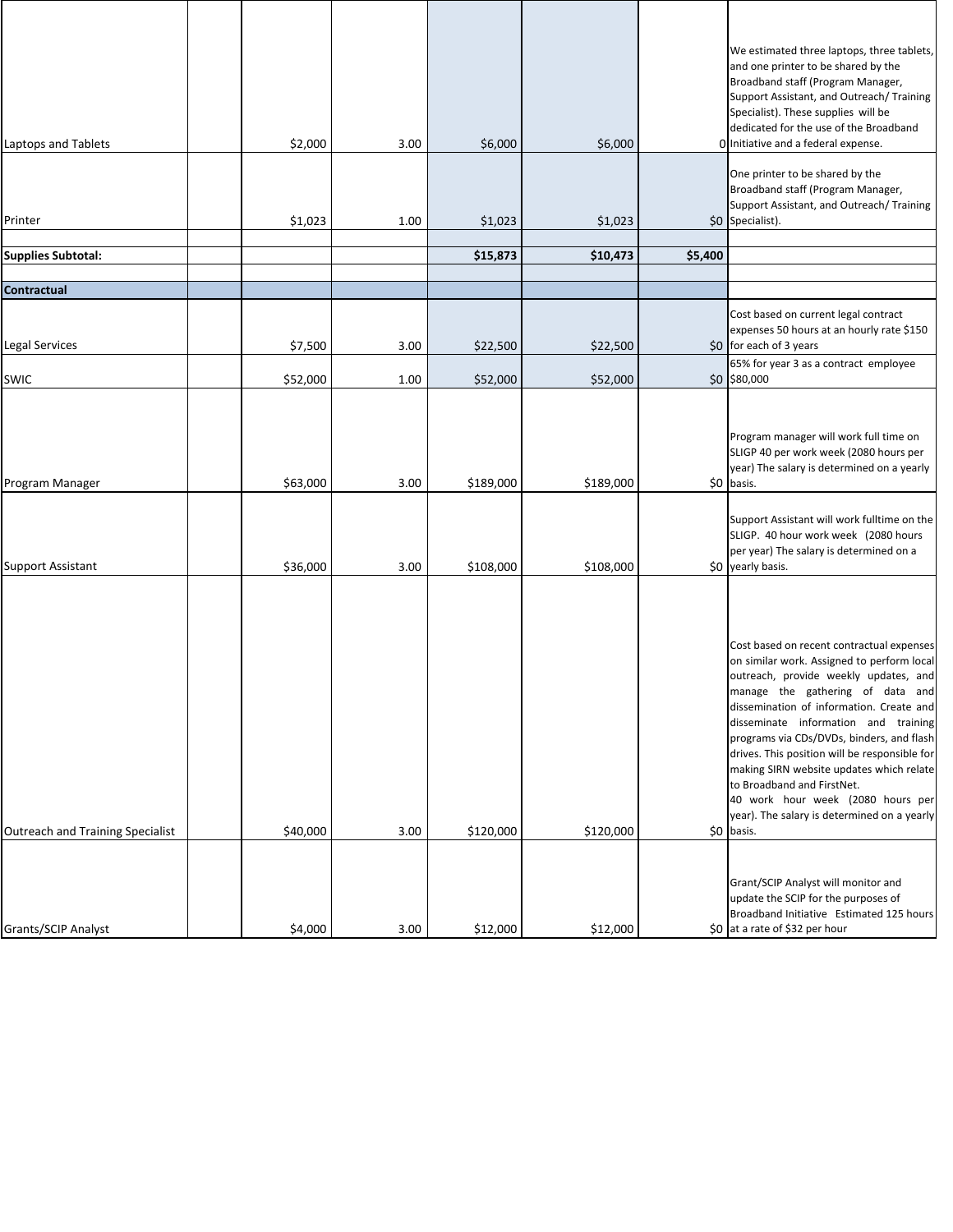| | | | | | | | |
|---|---|---|---|---|---|---|---|
| Laptops and Tablets | | $2,000 | 3.00 | $6,000 | $6,000 | 0 | We estimated three laptops, three tablets, and one printer to be shared by the Broadband staff (Program Manager, Support Assistant, and Outreach/ Training Specialist). These supplies will be dedicated for the use of the Broadband Initiative and a federal expense. |
| Printer | | $1,023 | 1.00 | $1,023 | $1,023 | $0 | One printer to be shared by the Broadband staff (Program Manager, Support Assistant, and Outreach/ Training Specialist). |
| | | | | | | | |
| **Supplies Subtotal:** | | | | **$15,873** | **$10,473** | **$5,400** | |
| | | | | | | | |
| **Contractual** | | | | | | | |
| Legal Services | | $7,500 | 3.00 | $22,500 | $22,500 | $0 | Cost based on current legal contract expenses 50 hours at an hourly rate $150 for each of 3 years |
| SWIC | | $52,000 | 1.00 | $52,000 | $52,000 | $0 | 65% for year 3 as a contract employee $80,000 |
| Program Manager | | $63,000 | 3.00 | $189,000 | $189,000 | $0 | Program manager will work full time on SLIGP 40 per work week (2080 hours per year) The salary is determined on a yearly basis. |
| Support Assistant | | $36,000 | 3.00 | $108,000 | $108,000 | $0 | Support Assistant will work fulltime on the SLIGP. 40 hour work week (2080 hours per year) The salary is determined on a yearly basis. |
| Outreach and Training Specialist | | $40,000 | 3.00 | $120,000 | $120,000 | $0 | Cost based on recent contractual expenses on similar work. Assigned to perform local outreach, provide weekly updates, and manage the gathering of data and dissemination of information. Create and disseminate information and training programs via CDs/DVDs, binders, and flash drives. This position will be responsible for making SIRN website updates which relate to Broadband and FirstNet. 40 work hour week (2080 hours per year). The salary is determined on a yearly basis. |
| Grants/SCIP Analyst | | $4,000 | 3.00 | $12,000 | $12,000 | $0 | Grant/SCIP Analyst will monitor and update the SCIP for the purposes of Broadband Initiative Estimated 125 hours at a rate of $32 per hour |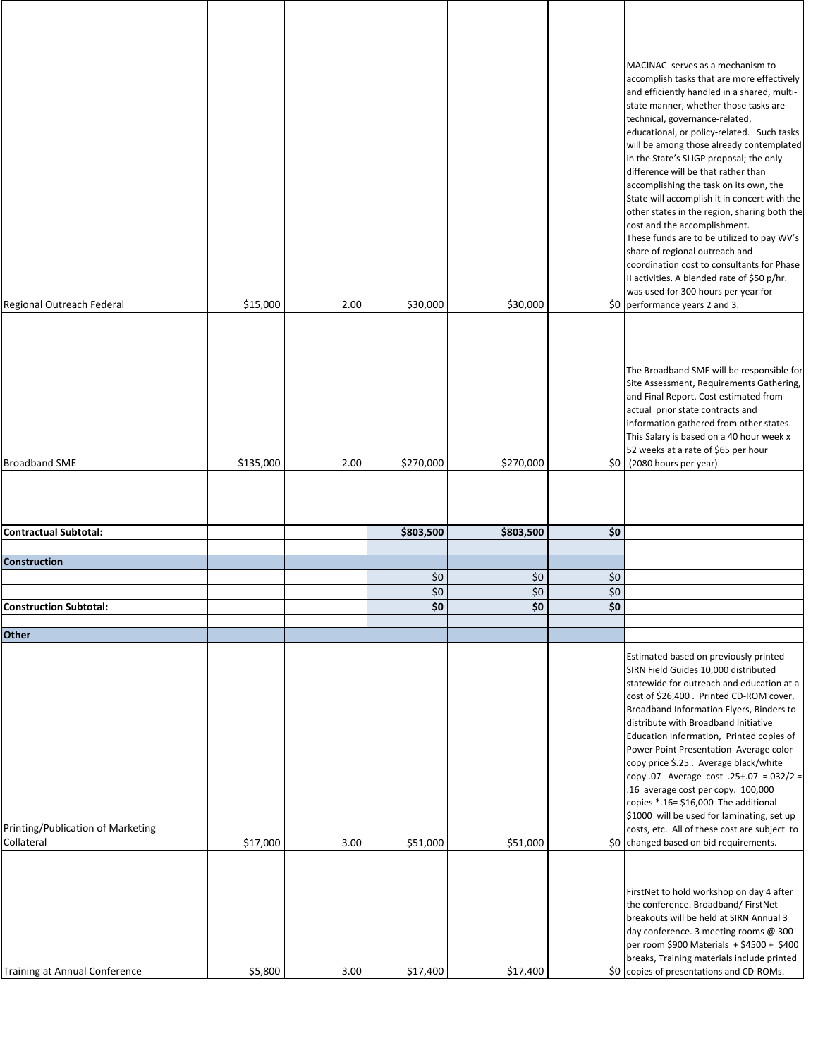| | | | | | | | |
|---|---|---|---|---|---|---|---|
| Regional Outreach Federal | | $15,000 | 2.00 | $30,000 | $30,000 | $0 | MACINAC serves as a mechanism to accomplish tasks that are more effectively and efficiently handled in a shared, multi-state manner, whether those tasks are technical, governance-related, educational, or policy-related. Such tasks will be among those already contemplated in the State's SLIGP proposal; the only difference will be that rather than accomplishing the task on its own, the State will accomplish it in concert with the other states in the region, sharing both the cost and the accomplishment. These funds are to be utilized to pay WV's share of regional outreach and coordination cost to consultants for Phase II activities. A blended rate of $50 p/hr. was used for 300 hours per year for performance years 2 and 3. |
| Broadband SME | | $135,000 | 2.00 | $270,000 | $270,000 | $0 | The Broadband SME will be responsible for Site Assessment, Requirements Gathering, and Final Report. Cost estimated from actual prior state contracts and information gathered from other states. This Salary is based on a 40 hour week x 52 weeks at a rate of $65 per hour (2080 hours per year) |
| | | | | | | | |
| **Contractual Subtotal:** | | | | **$803,500** | **$803,500** | **$0** | |
| | | | | | | | |
| **Construction** | | | | | | | |
| | | | | $0 | $0 | $0 | |
| | | | | $0 | $0 | $0 | |
| **Construction Subtotal:** | | | | **$0** | **$0** | **$0** | |
| | | | | | | | |
| **Other** | | | | | | | |
| Printing/Publication of Marketing Collateral | | $17,000 | 3.00 | $51,000 | $51,000 | $0 | Estimated based on previously printed SIRN Field Guides 10,000 distributed statewide for outreach and education at a cost of $26,400 . Printed CD-ROM cover, Broadband Information Flyers, Binders to distribute with Broadband Initiative Education Information, Printed copies of Power Point Presentation Average color copy price $.25 . Average black/white copy .07 Average cost .25+.07 =.032/2 = .16 average cost per copy. 100,000 copies *.16= $16,000 The additional $1000 will be used for laminating, set up costs, etc. All of these cost are subject to changed based on bid requirements. |
| Training at Annual Conference | | $5,800 | 3.00 | $17,400 | $17,400 | $0 | FirstNet to hold workshop on day 4 after the conference. Broadband/ FirstNet breakouts will be held at SIRN Annual 3 day conference. 3 meeting rooms @ 300 per room $900 Materials + $4500 + $400 breaks, Training materials include printed copies of presentations and CD-ROMs. |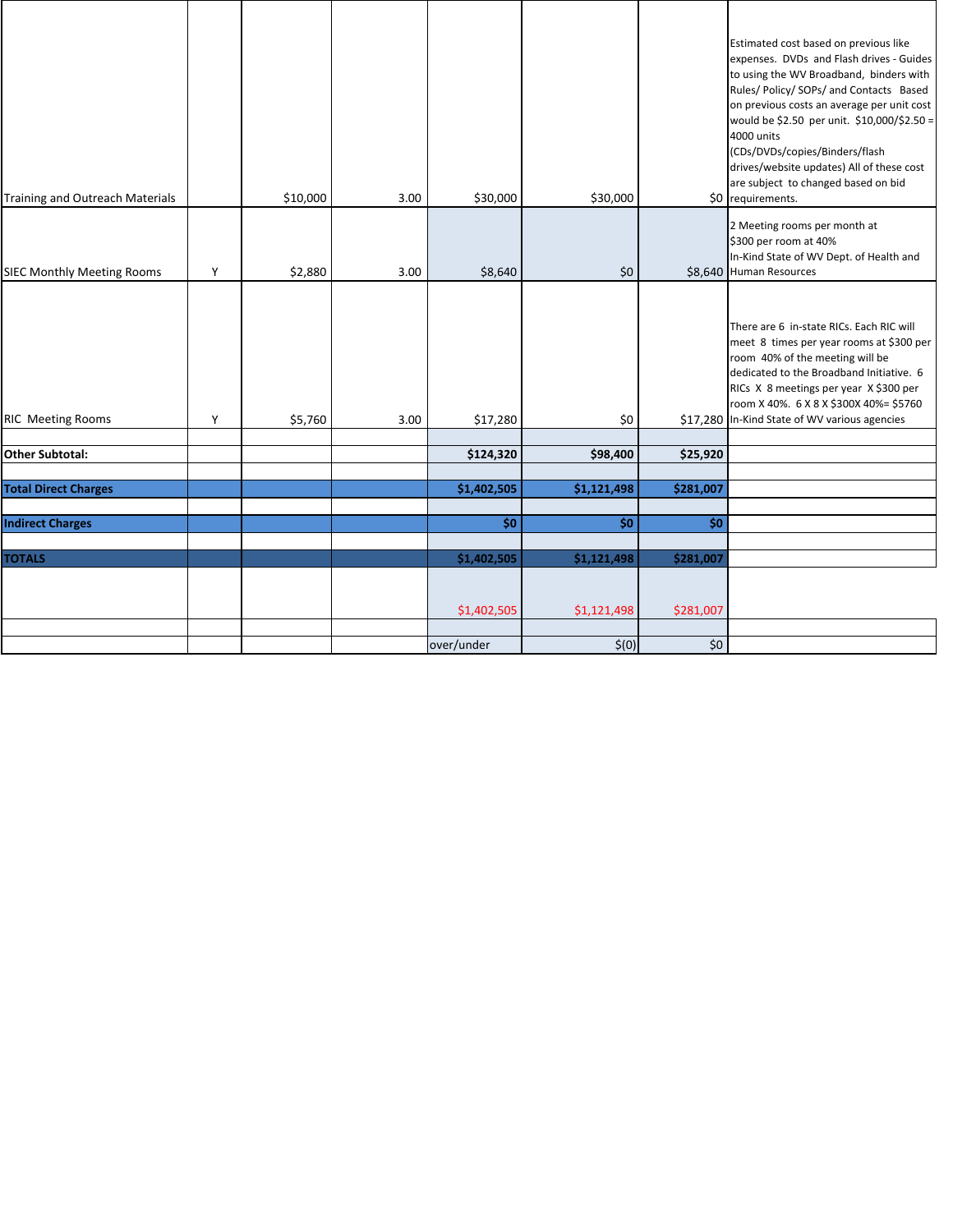| | | | | | | | |
|---|---|---|---|---|---|---|---|
| Training and Outreach Materials | | $10,000 | 3.00 | $30,000 | $30,000 | $0 | Estimated cost based on previous like expenses. DVDs and Flash drives - Guides to using the WV Broadband, binders with Rules/ Policy/ SOPs/ and Contacts Based on previous costs an average per unit cost would be $2.50 per unit. $10,000/$2.50 = 4000 units (CDs/DVDs/copies/Binders/flash drives/website updates) All of these cost are subject to changed based on bid requirements. |
| SIEC Monthly Meeting Rooms | Y | $2,880 | 3.00 | $8,640 | $0 | $8,640 | 2 Meeting rooms per month at $300 per room at 40% In-Kind State of WV Dept. of Health and Human Resources |
| RIC Meeting Rooms | Y | $5,760 | 3.00 | $17,280 | $0 | $17,280 | There are 6 in-state RICs. Each RIC will meet 8 times per year rooms at $300 per room 40% of the meeting will be dedicated to the Broadband Initiative. 6 RICs X 8 meetings per year X $300 per room X 40%. 6 X 8 X $300X 40%= $5760 In-Kind State of WV various agencies |
| | | | | | | | |
| **Other Subtotal:** | | | | **$124,320** | **$98,400** | **$25,920** | |
| | | | | | | | |
| **Total Direct Charges** | | | | **$1,402,505** | **$1,121,498** | **$281,007** | |
| | | | | | | | |
| **Indirect Charges** | | | | **$0** | **$0** | **$0** | |
| | | | | | | | |
| **TOTALS** | | | | **$1,402,505** | **$1,121,498** | **$281,007** | |
| | | | | $1,402,505 | $1,121,498 | $281,007 | |
| | | | | | | | |
| | | | | over/under | $(0) | $0 | |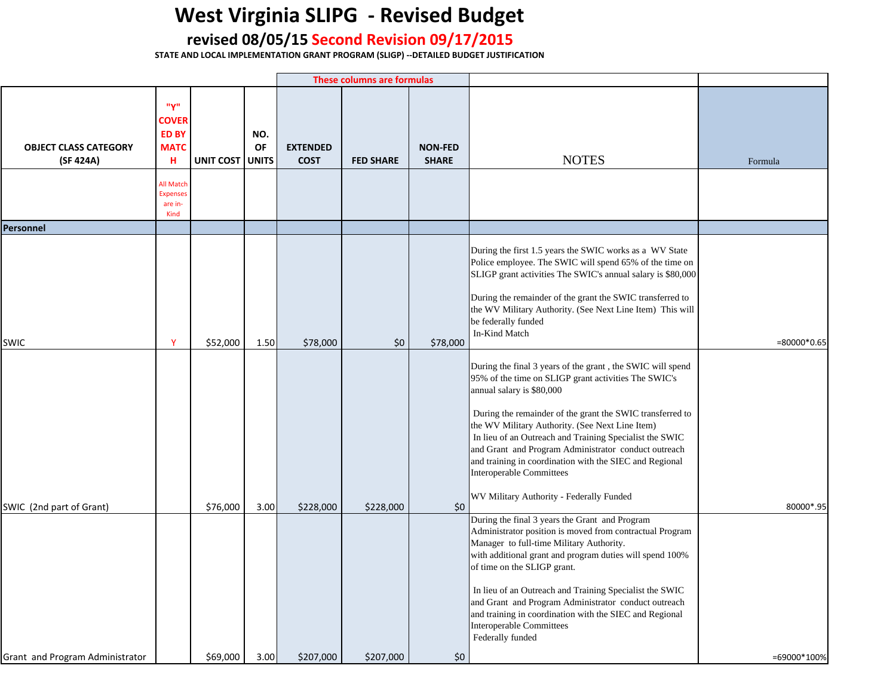# West Virginia SLIPG - Revised Budget

## revised 08/05/15 Second Revision 09/17/2015

**STATE AND LOCAL IMPLEMENTATION GRANT PROGRAM (SLIGP) --DETAILED BUDGET JUSTIFICATION**

| OBJECT CLASS CATEGORY (SF 424A) | "Y" COVERED BY MATCH | UNIT COST | NO. OF UNITS | EXTENDED COST (These columns are formulas) | FED SHARE | NON-FED SHARE | NOTES | Formula |
|---|---|---|---|---|---|---|---|---|
| | All Match Expenses are in-Kind | | | | | | | |
| **Personnel** | | | | | | | | |
| SWIC | Y | $52,000 | 1.50 | $78,000 | $0 | $78,000 | During the first 1.5 years the SWIC works as a WV State Police employee. The SWIC will spend 65% of the time on SLIGP grant activities The SWIC's annual salary is $80,000<br><br>During the remainder of the grant the SWIC transferred to the WV Military Authority. (See Next Line Item) This will be federally funded<br>In-Kind Match | =80000*0.65 |
| SWIC (2nd part of Grant) | | $76,000 | 3.00 | $228,000 | $228,000 | $0 | During the final 3 years of the grant , the SWIC will spend 95% of the time on SLIGP grant activities The SWIC's annual salary is $80,000<br><br>During the remainder of the grant the SWIC transferred to the WV Military Authority. (See Next Line Item)<br>In lieu of an Outreach and Training Specialist the SWIC and Grant and Program Administrator conduct outreach and training in coordination with the SIEC and Regional Interoperable Committees<br><br>WV Military Authority - Federally Funded | 80000*.95 |
| Grant and Program Administrator | | $69,000 | 3.00 | $207,000 | $207,000 | $0 | During the final 3 years the Grant and Program Administrator position is moved from contractual Program Manager to full-time Military Authority.<br>with additional grant and program duties will spend 100% of time on the SLIGP grant.<br><br>In lieu of an Outreach and Training Specialist the SWIC and Grant and Program Administrator conduct outreach and training in coordination with the SIEC and Regional Interoperable Committees<br>Federally funded | =69000*100% |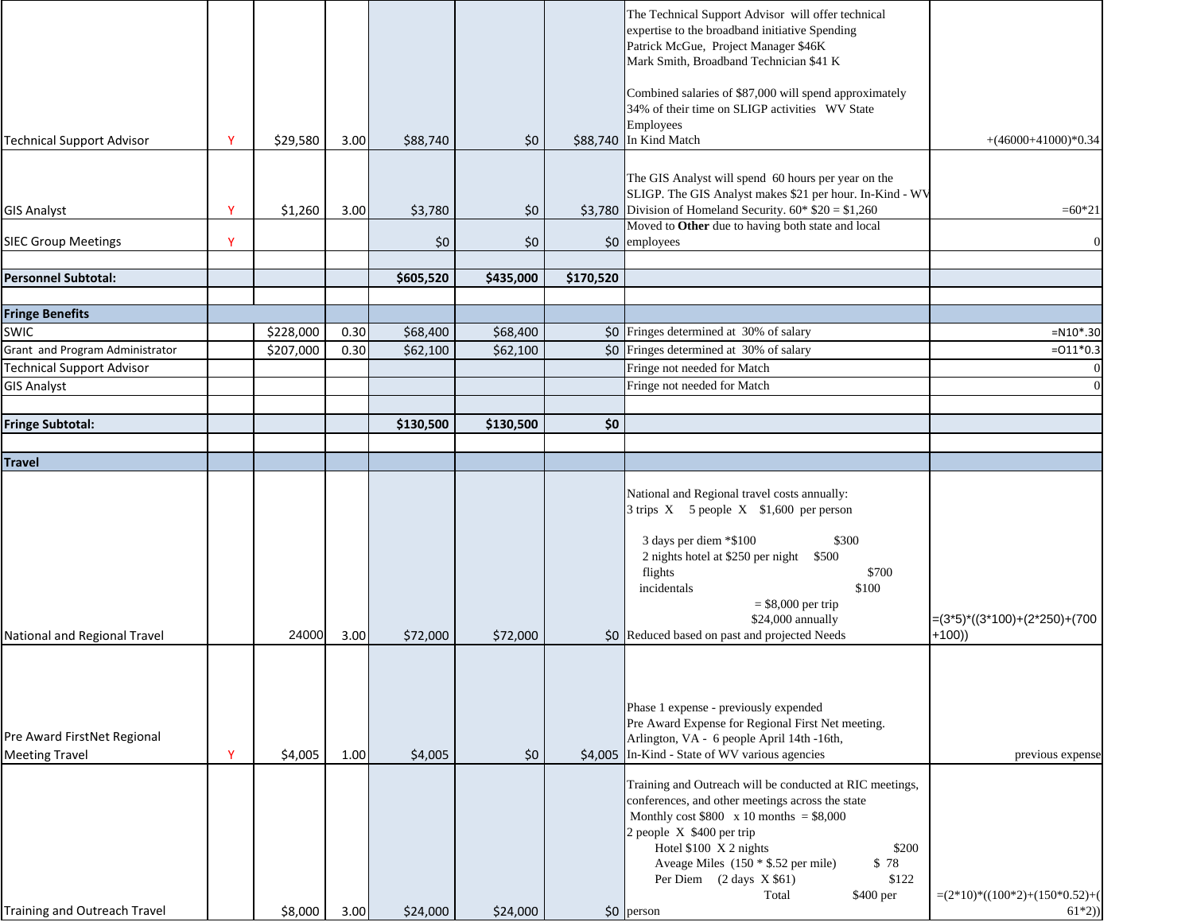| | | | | | | | | |
|---|---|---|---|---|---|---|---|---|
| Technical Support Advisor | Y | $29,580 | 3.00 | $88,740 | $0 | $88,740 | The Technical Support Advisor will offer technical expertise to the broadband initiative Spending<br>Patrick McGue, Project Manager $46K<br>Mark Smith, Broadband Technician $41 K<br><br>Combined salaries of $87,000 will spend approximately 34% of their time on SLIGP activities WV State Employees<br>In Kind Match | +(46000+41000)*0.34 |
| GIS Analyst | Y | $1,260 | 3.00 | $3,780 | $0 | $3,780 | The GIS Analyst will spend 60 hours per year on the SLIGP. The GIS Analyst makes $21 per hour. In-Kind - WV Division of Homeland Security. 60* $20 = $1,260 | =60*21 |
| SIEC Group Meetings | Y | | | $0 | $0 | $0 | Moved to **Other** due to having both state and local employees | 0 |
| | | | | | | | | |
| **Personnel Subtotal:** | | | | **$605,520** | **$435,000** | **$170,520** | | |
| | | | | | | | | |
| **Fringe Benefits** | | | | | | | | |
| SWIC | | $228,000 | 0.30 | $68,400 | $68,400 | $0 | Fringes determined at 30% of salary | =N10*.30 |
| Grant and Program Administrator | | $207,000 | 0.30 | $62,100 | $62,100 | $0 | Fringes determined at 30% of salary | =O11*0.3 |
| Technical Support Advisor | | | | | | | Fringe not needed for Match | 0 |
| GIS Analyst | | | | | | | Fringe not needed for Match | 0 |
| | | | | | | | | |
| **Fringe Subtotal:** | | | | **$130,500** | **$130,500** | **$0** | | |
| | | | | | | | | |
| **Travel** | | | | | | | | |
| National and Regional Travel | | 24000 | 3.00 | $72,000 | $72,000 | $0 | National and Regional travel costs annually:<br>3 trips X 5 people X $1,600 per person<br><br>3 days per diem *$100 $300<br>2 nights hotel at $250 per night $500<br>flights $700<br>incidentals $100<br>= $8,000 per trip<br>$24,000 annually<br>Reduced based on past and projected Needs | =(3*5)*((3*100)+(2*250)+(700+100)) |
| Pre Award FirstNet Regional Meeting Travel | Y | $4,005 | 1.00 | $4,005 | $0 | $4,005 | Phase 1 expense - previously expended<br>Pre Award Expense for Regional First Net meeting. Arlington, VA - 6 people April 14th -16th,<br>In-Kind - State of WV various agencies | previous expense |
| Training and Outreach Travel | | $8,000 | 3.00 | $24,000 | $24,000 | $0 | Training and Outreach will be conducted at RIC meetings, conferences, and other meetings across the state<br>Monthly cost $800 x 10 months = $8,000<br>2 people X $400 per trip<br>Hotel $100 X 2 nights $200<br>Aveage Miles (150 * $.52 per mile) $ 78<br>Per Diem (2 days X $61) $122<br>Total $400 per person | =(2*10)*((100*2)+(150*0.52)+(61*2)) |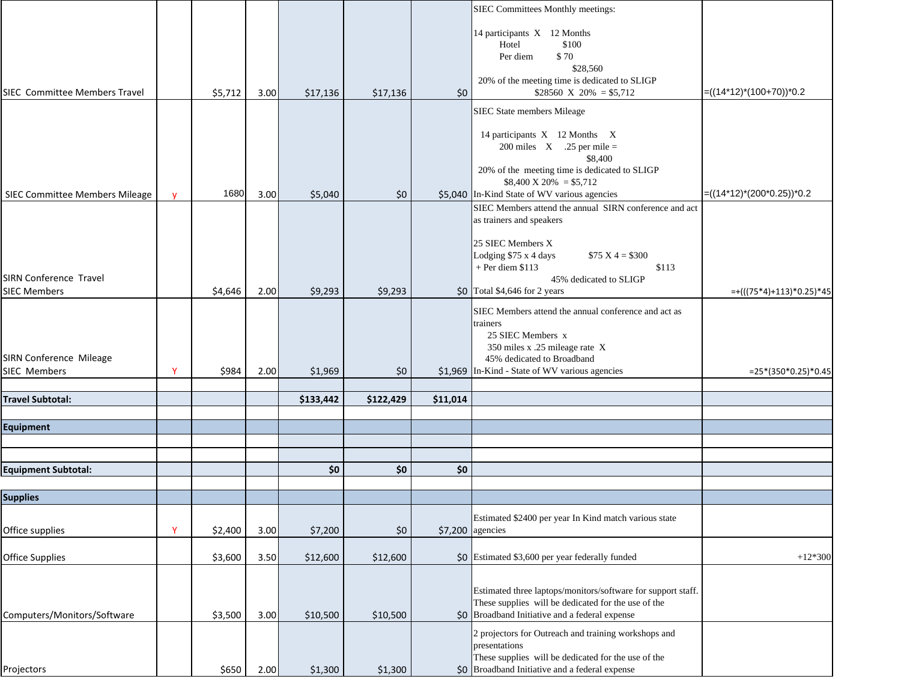| | | | | | | | | |
|---|---|---|---|---|---|---|---|---|
| SIEC Committee Members Travel | | $5,712 | 3.00 | $17,136 | $17,136 | $0 | SIEC Committees Monthly meetings:<br><br>14 participants X 12 Months<br>Hotel $100<br>Per diem $ 70<br>$28,560<br>20% of the meeting time is dedicated to SLIGP<br>$28560 X 20% = $5,712 | =((14*12)*(100+70))*0.2 |
| SIEC Committee Members Mileage | y | 1680 | 3.00 | $5,040 | $0 | $5,040 | SIEC State members Mileage<br><br>14 participants X 12 Months X<br>200 miles X .25 per mile =<br>$8,400<br>20% of the meeting time is dedicated to SLIGP<br>$8,400 X 20% = $5,712<br>In-Kind State of WV various agencies | =((14*12)*(200*0.25))*0.2 |
| SIRN Conference Travel SIEC Members | | $4,646 | 2.00 | $9,293 | $9,293 | $0 | SIEC Members attend the annual SIRN conference and act as trainers and speakers<br><br>25 SIEC Members X<br>Lodging $75 x 4 days $75 X 4 = $300<br>+ Per diem $113 $113<br>45% dedicated to SLIGP<br>Total $4,646 for 2 years | =+(((75*4)+113)*0.25)*45 |
| SIRN Conference Mileage SIEC Members | Y | $984 | 2.00 | $1,969 | $0 | $1,969 | SIEC Members attend the annual conference and act as trainers<br>25 SIEC Members x<br>350 miles x .25 mileage rate X<br>45% dedicated to Broadband<br>In-Kind - State of WV various agencies | =25*(350*0.25)*0.45 |
| | | | | | | | | |
| **Travel Subtotal:** | | | | **$133,442** | **$122,429** | **$11,014** | | |
| | | | | | | | | |
| **Equipment** | | | | | | | | |
| | | | | | | | | |
| | | | | | | | | |
| **Equipment Subtotal:** | | | | **$0** | **$0** | **$0** | | |
| | | | | | | | | |
| **Supplies** | | | | | | | | |
| Office supplies | Y | $2,400 | 3.00 | $7,200 | $0 | $7,200 | Estimated $2400 per year In Kind match various state agencies | |
| Office Supplies | | $3,600 | 3.50 | $12,600 | $12,600 | $0 | Estimated $3,600 per year federally funded | +12*300 |
| Computers/Monitors/Software | | $3,500 | 3.00 | $10,500 | $10,500 | $0 | Estimated three laptops/monitors/software for support staff. These supplies will be dedicated for the use of the Broadband Initiative and a federal expense | |
| Projectors | | $650 | 2.00 | $1,300 | $1,300 | $0 | 2 projectors for Outreach and training workshops and presentations<br>These supplies will be dedicated for the use of the Broadband Initiative and a federal expense | |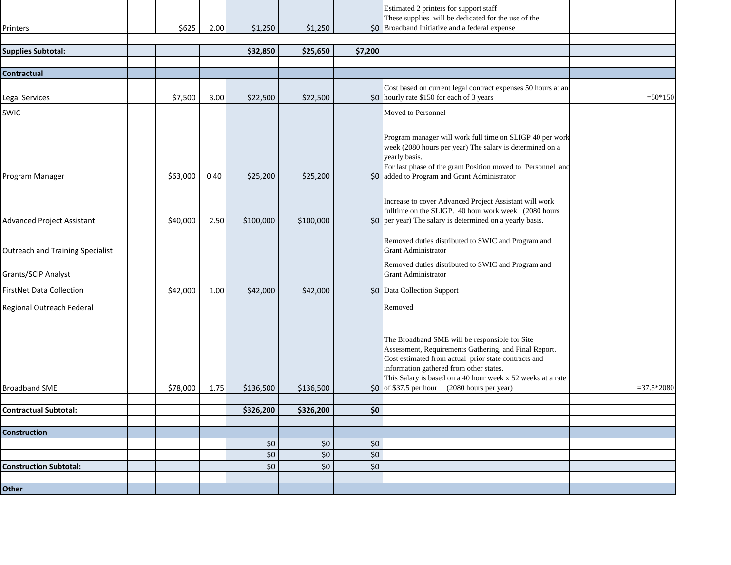| | | | | | | | | |
|---|---|---|---|---|---|---|---|---|
| Printers | | $625 | 2.00 | $1,250 | $1,250 | $0 | Estimated 2 printers for support staff These supplies will be dedicated for the use of the Broadband Initiative and a federal expense | |
| | | | | | | | | |
| **Supplies Subtotal:** | | | | **$32,850** | **$25,650** | **$7,200** | | |
| | | | | | | | | |
| **Contractual** | | | | | | | | |
| Legal Services | | $7,500 | 3.00 | $22,500 | $22,500 | $0 | Cost based on current legal contract expenses 50 hours at an hourly rate $150 for each of 3 years | =50*150 |
| SWIC | | | | | | | Moved to Personnel | |
| Program Manager | | $63,000 | 0.40 | $25,200 | $25,200 | $0 | Program manager will work full time on SLIGP 40 per work week (2080 hours per year) The salary is determined on a yearly basis. For last phase of the grant Position moved to Personnel and added to Program and Grant Administrator | |
| Advanced Project Assistant | | $40,000 | 2.50 | $100,000 | $100,000 | $0 | Increase to cover Advanced Project Assistant will work fulltime on the SLIGP. 40 hour work week (2080 hours per year) The salary is determined on a yearly basis. | |
| Outreach and Training Specialist | | | | | | | Removed duties distributed to SWIC and Program and Grant Administrator | |
| Grants/SCIP Analyst | | | | | | | Removed duties distributed to SWIC and Program and Grant Administrator | |
| FirstNet Data Collection | | $42,000 | 1.00 | $42,000 | $42,000 | $0 | Data Collection Support | |
| Regional Outreach Federal | | | | | | | Removed | |
| Broadband SME | | $78,000 | 1.75 | $136,500 | $136,500 | $0 | The Broadband SME will be responsible for Site Assessment, Requirements Gathering, and Final Report. Cost estimated from actual prior state contracts and information gathered from other states. This Salary is based on a 40 hour week x 52 weeks at a rate of $37.5 per hour (2080 hours per year) | =37.5*2080 |
| | | | | | | | | |
| **Contractual Subtotal:** | | | | **$326,200** | **$326,200** | **$0** | | |
| | | | | | | | | |
| **Construction** | | | | | | | | |
| | | | | $0 | $0 | $0 | | |
| | | | | $0 | $0 | $0 | | |
| **Construction Subtotal:** | | | | $0 | $0 | $0 | | |
| | | | | | | | | |
| **Other** | | | | | | | | |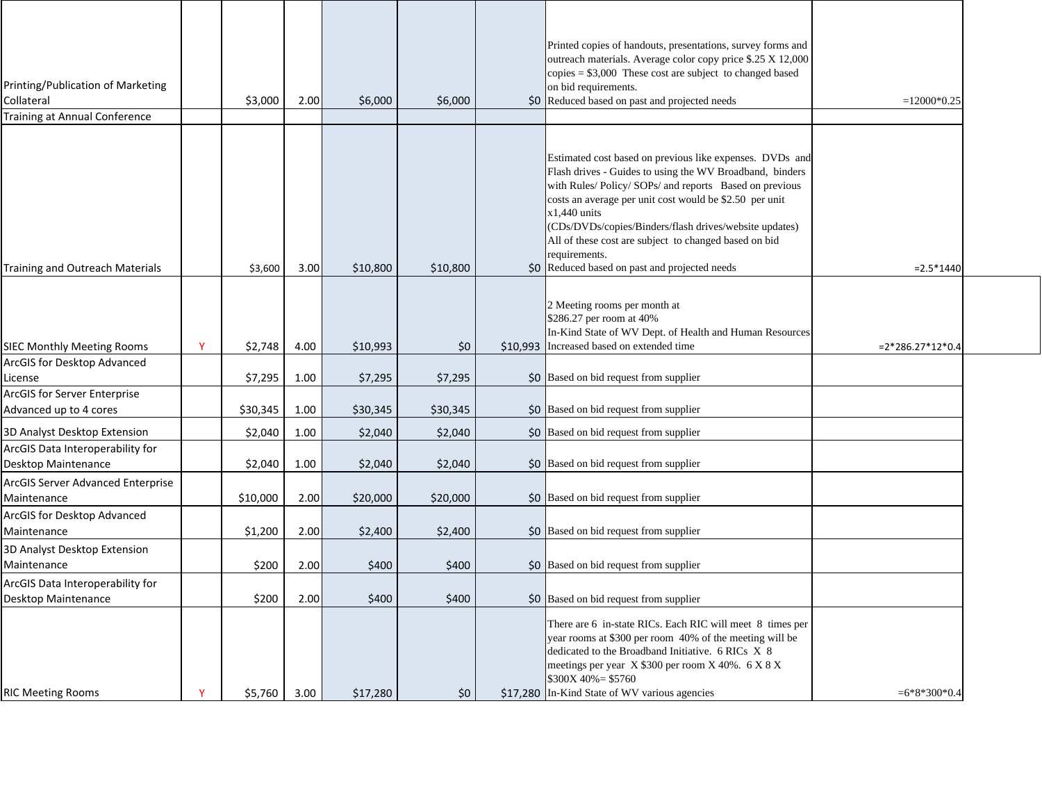| | | | | | | | | | |
|---|---|---|---|---|---|---|---|---|---|
| Printing/Publication of Marketing Collateral | | $3,000 | 2.00 | $6,000 | $6,000 | $0 | Printed copies of handouts, presentations, survey forms and outreach materials. Average color copy price $.25 X 12,000 copies = $3,000 These cost are subject to changed based on bid requirements. Reduced based on past and projected needs | =12000*0.25 | |
| Training at Annual Conference | | | | | | | | | |
| Training and Outreach Materials | | $3,600 | 3.00 | $10,800 | $10,800 | $0 | Estimated cost based on previous like expenses. DVDs and Flash drives - Guides to using the WV Broadband, binders with Rules/ Policy/ SOPs/ and reports Based on previous costs an average per unit cost would be $2.50 per unit x1,440 units (CDs/DVDs/copies/Binders/flash drives/website updates) All of these cost are subject to changed based on bid requirements. Reduced based on past and projected needs | =2.5*1440 | |
| SIEC Monthly Meeting Rooms | Y | $2,748 | 4.00 | $10,993 | $0 | $10,993 | 2 Meeting rooms per month at $286.27 per room at 40% In-Kind State of WV Dept. of Health and Human Resources Increased based on extended time | =2*286.27*12*0.4 | |
| ArcGIS for Desktop Advanced License | | $7,295 | 1.00 | $7,295 | $7,295 | $0 | Based on bid request from supplier | | |
| ArcGIS for Server Enterprise Advanced up to 4 cores | | $30,345 | 1.00 | $30,345 | $30,345 | $0 | Based on bid request from supplier | | |
| 3D Analyst Desktop Extension | | $2,040 | 1.00 | $2,040 | $2,040 | $0 | Based on bid request from supplier | | |
| ArcGIS Data Interoperability for Desktop Maintenance | | $2,040 | 1.00 | $2,040 | $2,040 | $0 | Based on bid request from supplier | | |
| ArcGIS Server Advanced Enterprise Maintenance | | $10,000 | 2.00 | $20,000 | $20,000 | $0 | Based on bid request from supplier | | |
| ArcGIS for Desktop Advanced Maintenance | | $1,200 | 2.00 | $2,400 | $2,400 | $0 | Based on bid request from supplier | | |
| 3D Analyst Desktop Extension Maintenance | | $200 | 2.00 | $400 | $400 | $0 | Based on bid request from supplier | | |
| ArcGIS Data Interoperability for Desktop Maintenance | | $200 | 2.00 | $400 | $400 | $0 | Based on bid request from supplier | | |
| RIC Meeting Rooms | Y | $5,760 | 3.00 | $17,280 | $0 | $17,280 | There are 6 in-state RICs. Each RIC will meet 8 times per year rooms at $300 per room 40% of the meeting will be dedicated to the Broadband Initiative. 6 RICs X 8 meetings per year X $300 per room X 40%. 6 X 8 X $300X 40%= $5760 In-Kind State of WV various agencies | =6*8*300*0.4 | |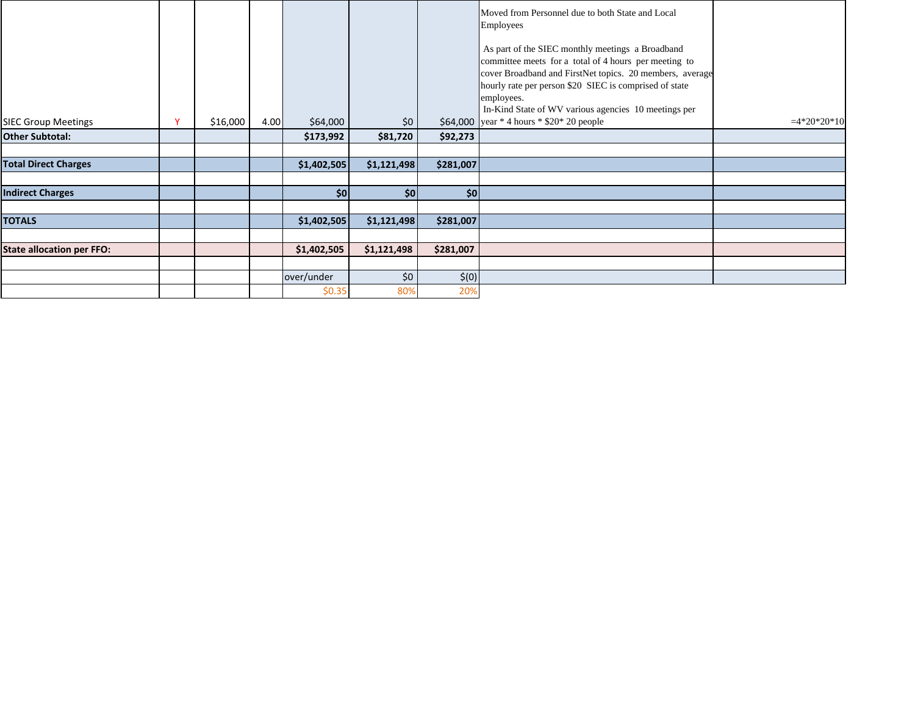| | | | | | | | | |
|---|---|---|---|---|---|---|---|---|
| SIEC Group Meetings | Y | $16,000 | 4.00 | $64,000 | $0 | $64,000 | Moved from Personnel due to both State and Local Employees<br><br>As part of the SIEC monthly meetings a Broadband committee meets for a total of 4 hours per meeting to cover Broadband and FirstNet topics. 20 members, average hourly rate per person $20 SIEC is comprised of state employees.<br>In-Kind State of WV various agencies 10 meetings per year * 4 hours * $20* 20 people | =4*20*20*10 |
| **Other Subtotal:** | | | | **$173,992** | **$81,720** | **$92,273** | | |
| | | | | | | | | |
| **Total Direct Charges** | | | | **$1,402,505** | **$1,121,498** | **$281,007** | | |
| | | | | | | | | |
| **Indirect Charges** | | | | **$0** | **$0** | **$0** | | |
| | | | | | | | | |
| **TOTALS** | | | | **$1,402,505** | **$1,121,498** | **$281,007** | | |
| | | | | | | | | |
| **State allocation per FFO:** | | | | **$1,402,505** | **$1,121,498** | **$281,007** | | |
| | | | | | | | | |
| | | | | over/under | $0 | $(0) | | |
| | | | | $0.35 | 80% | 20% | | |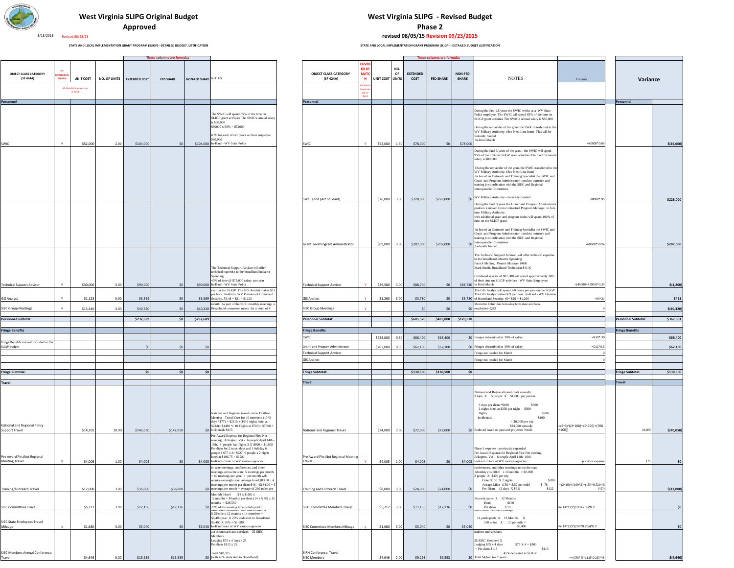# West Virginia SLIPG Original Budget

## Approved

3/13/2013 Revised 06/28/13

STATE AND LOCAL IMPLEMENTATION GRANT PROGRAM (SLIGP) --DETAILED BUDGET JUSTIFICATION

| OBJECT CLASS CATEGORY (SF 424A) | "Y" COVERED BY MATCH | UNIT COST | NO. OF UNITS | EXTENDED COST | FED SHARE | NON-FED SHARE | NOTES |
|---|---|---|---|---|---|---|---|
| | | All Match Expenses are in-Kind | | These columns are formulas | | | |
| **Personnel** | | | | | | | |
| SWIC | Y | $52,000 | 2.00 | $104,000 | $0 | $104,000 | The SWIC will spend 65% of the time on SLIGP grant activities The SWIC's annual salary is $80,000 $80000 x 65% = $52000 65% for each of two years as State employee $80,000 In-Kind - WV State Police |
| Technical Support Advisor | Y | $30,000 | 3.00 | $90,000 | $0 | $90,000 | The Technical Support Advisor will offer technical expertise to the broadband initiative Spending 40% of time @ $75,000 salary per year In-Kind - WV State Police |
| GIS Analyst | Y | $1,123 | 3.00 | $3,369 | $0 | $3,369 | year on the SLIGP. The GIS Analyst makes $21 per hour. In-Kind - WV Division of Homeland Security. 53.48 * $21 = $1123 |
| SIEC Group Meetings | Y | $13,440 | 3.00 | $40,320 | $0 | $40,320 | month. As part of the SIEC monthly meetings a Broadband committee meets for a total of 4 |
| **Personnel Subtotal:** | | | | $237,689 | $0 | $237,689 | |
| **Fringe Benefits** | | | | | | | |
| Fringe Benefits are not included in the SLIGP budget | | | | $0 | $0 | $0 | |
| **Fringe Subtotal:** | | | | $0 | $0 | $0 | |
| **Travel** | | | | | | | |
| National and Regional Policy Support Travel | | $14,205 | 10.00 | $142,050 | $142,050 | $0 | National and Regional travel cost to FirstNet Meeting - Travel Cost for 10 members (10*3 days *$77) = $2310 +(10*2 nights hotel at $224)= $4480 *( 10 Flights at $700)= $7000 + incidentals $415 |
| Pre Award FirstNet Regional Meeting Travel | Y | $4,005 | 1.00 | $4,005 | $0 | $4,005 | Pre Award Expense for Regional First Net meeting. Arlington, VA - 6 people April 14th - 16th, 3 people had flights 3 X $600 = $1,800 Per diem for 2 travel days and 1 full day 6 people x $77 x 2= $927 6 people x 2 nights hotel at $106.75 = $1281 In-Kind - State of WV various agencies |
| Training/Outreach Travel | | $12,000 | 3.00 | $36,000 | $36,000 | $0 | in-state meetings, conferences, and other meetings across the state 5 meetings per month = 60 meetings per year. 1 per month will require overnight stay average hotel $83.00 + 4 meetings per month per diem $46. =$184.00 + 5 meetings per month * average of 280 miles per |
| SIEC Committees Travel | | $5,712 | 3.00 | $17,136 | $17,136 | $0 | Monthly Hotel (14 x $100) x 12 months + Monthly per diem (14 x $ 70) x 12 months = $28,560 20% of the meeting time is dedicated to |
| SIEC State Employees Travel Mileage | y | $1,680 | 3.00 | $5,040 | $0 | $5,040 | $.25/mile x 12 months x 14 members = $8,400/year. X 20% dedicated to Broadband $8,400 X 20% = $1,680 In-Kind State of WV various agencies |
| SIEC Members Annual Conference Travel | | $4,646 | 3.00 | $13,939 | $13,939 | $0 | act as outreach and speakers 25 SIEC Members Lodging $75 x 4 days x 25 Per diem $113 x 25 Total $10,325 (with 45% dedicated to Broadband) |

# West Virginia SLIPG - Revised Budget

## Phase 2

revised 08/05/15 Revision 09/23/2015

STATE AND LOCAL IMPLEMENTATION GRANT PROGRAM (SLIGP) --DETAILED BUDGET JUSTIFICATION

| OBJECT CLASS CATEGORY (SF 424A) | COVERED BY MATCH | UNIT COST | NO. OF UNITS | EXTENDED COST | FED SHARE | NON-FED SHARE | NOTES | Formula | Variance | |
|---|---|---|---|---|---|---|---|---|---|---|
| | All Match Expenses are in-Kind | | | These columns are formulas | | | | | | |
| **Personnel** | | | | | | | | | Personnel | |
| SWIC | Y | $52,000 | 1.50 | $78,000 | $0 | $78,000 | During the first 1.5 years the SWIC works as a WV State Police employee. The SWIC will spend 65% of the time on SLIGP grant activities The SWIC's annual salary is $80,000 During the remainder of the grant the SWIC transferred to the WV Military Authority. (See Next Line Item) This will be federally funded In-Kind Match | =80000*0.65 | | $(26,000) |
| SWIC (2nd part of Grant) | | $76,000 | 3.00 | $228,000 | $228,000 | $0 | During the final 3 years of the grant , the SWIC will spend 95% of the time on SLIGP grant activities The SWIC's annual salary is $80,000 During the remainder of the grant the SWIC transferred to the WV Military Authority. (See Next Line Item) In lieu of an Outreach and Training Specialist the SWIC and Grant and Program Administrator conduct outreach and training in coordination with the SIEC and Regional Interoperable Committees WV Military Authority - Federally Funded | 80000*.95 | | $228,000 |
| Grant and Program Administrator | | $69,000 | 3.00 | $207,000 | $207,000 | $0 | During the final 3 years the Grant and Program Administrator position is moved from contractual Program Manager to full-time Military Authority. with additional grant and program duties will spend 100% of time on the SLIGP grant. In lieu of an Outreach and Training Specialist the SWIC and Grant and Program Administrator conduct outreach and training in coordination with the SIEC and Regional Interoperable Committees Federally funded | =69000*100% | | $207,000 |
| Technical Support Advisor | Y | $29,580 | 3.00 | $88,740 | $0 | $88,740 | The Technical Support Advisor will offer technical expertise to the broadband initiative Spending Patrick McGue, Project Manager $46K Mark Smith, Broadband Technician $41 K Combined salaries of $87,000 will spend approximately 34% of their time on SLIGP activities WV State Employees In Kind Match | =(46000+41000)*0.34 | | $(1,260) |
| GIS Analyst | Y | $1,260 | 3.00 | $3,780 | $0 | $3,780 | The GIS Analyst will spend 60 hours per year on the SLIGP. The GIS Analyst makes $21 per hour. In-Kind - WV Division of Homeland Security. 60* $20 = $1,260 | =60*21 | | $411 |
| SIEC Group Meetings | Y | | | $0 | $0 | $0 | Moved to Other due to having both state and local employees<Q83 | 0 | | $(40,320) |
| **Personnel Subtotal:** | | | | $605,520 | $435,000 | $170,520 | | | Personnel Subtotal: | $367,831 |
| **Fringe Benefits** | | | | | | | | | Fringe Benefits | |
| SWIC | | $228,000 | 0.30 | $68,400 | $68,400 | $0 | Fringes determined at 30% of salary | =N10*.30 | | $68,400 |
| Grant and Program Administrator | | $207,000 | 0.30 | $62,100 | $62,100 | $0 | Fringes determined at 30% of salary | =O11*0.3 | | $62,100 |
| Technical Support Advisor | | | | | | | Fringe not needed for Match | 0 | | |
| GIS Analyst | | | | | | | Fringe not needed for Match | 0 | | |
| **Fringe Subtotal:** | | | | $130,500 | $130,500 | $0 | | | Fringe Subtotal: | $130,500 |
| **Travel** | | | | | | | | | Travel | |
| National and Regional Travel | | $24,000 | 3.00 | $72,000 | $72,000 | $0 | National and Regional travel costs annually: 3 trips X 5 people X $1,600 per person 3 days per diem *$100 $300 2 nights hotel at $250 per night $500 flights $700 incidentals $100 = $8,000 per trip $24,000 annually Reduced based on past and projected Needs | =(3*5)*((3*100)+(2*250)+(700+100)) | 24,000 | $(70,050) |
| Pre Award FirstNet Regional Meeting Travel | Y | $4,005 | 1.00 | $4,005 | $0 | $4,005 | Phase 1 expense - previously expended Pre Award Expense for Regional First Net meeting. Arlington, VA - 6 people April 14th -16th, In-Kind - State of WV various agencies | previous expense | 125 | $0 |
| Training and Outreach Travel | | $8,000 | 3.00 | $24,000 | $24,000 | $0 | conferences, and other meetings across the state Monthly cost $800 x 10 months = $8,000 2 people X $400 per trip Hotel $100 X 2 nights $200 Average Miles (150 * $.52 per mile) $ 78 Per Diem (2 days X $61) $122 | =(2*10)*((100*2)+(150*0.52)+(61*2)) | | $(12,000) |
| SIEC Committee Members Travel | | $5,712 | 3.00 | $17,136 | $17,136 | $0 | 14 participants X 12 Months Hotel $100 Per diem $ 70 | =((14*12)*(100+70))*0.2 | | $0 |
| SIEC Committee Members Mileage | y | $1,680 | 3.00 | $5,040 | $0 | $5,040 | 14 participants X 12 Months X 200 miles X .25 per mile = $8,400 | =((14*12)*(200*0.25))*0.2 | | $0 |
| SIRN Conference Travel SIEC Members | | $4,646 | 2.00 | $9,293 | $9,293 | $0 | trainers and speakers 25 SIEC Members X Lodging $75 x 4 days $75 X 4 = $300 + Per diem $113 $113 45% dedicated to SLIGP Total $4,646 for 2 years | =(((75*4)+113)*(0.25)*45 | | $(4,646) |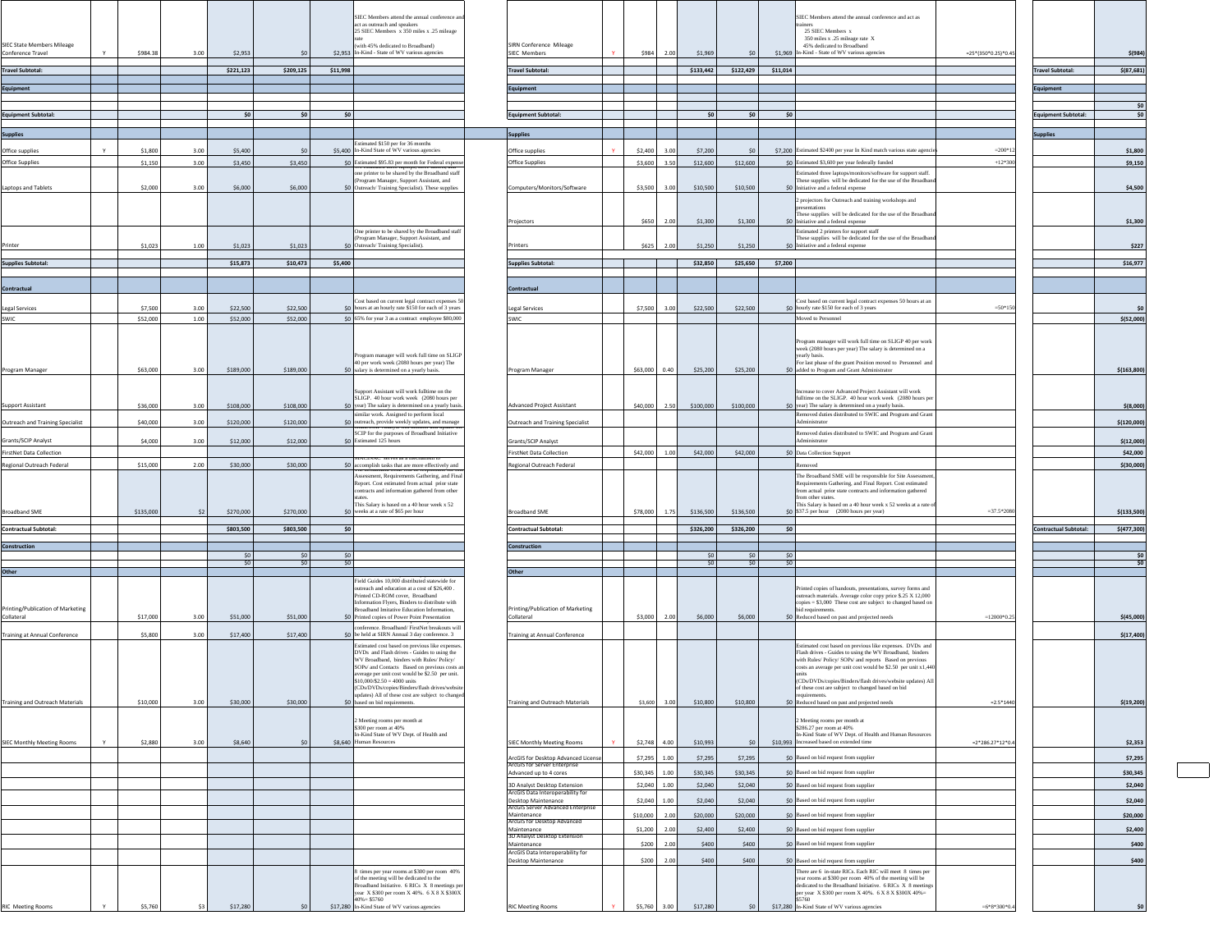| Item | In-Kind | Cost | Quantity | Total | Federal | Non-Federal | Justification |
|---|---|---|---|---|---|---|---|
| SIEC State Members Mileage Conference Travel | Y | $984.38 | 3.00 | $2,953 | $0 | $2,953 | SIEC Members attend the annual conference and act as outreach and speakers 25 SIEC Members x 350 miles x .25 mileage rate (with 45% dedicated to Broadband) In-Kind - State of WV various agencies |
| **Travel Subtotal:** | | | | $221,123 | $209,125 | $11,998 | |
| **Equipment** | | | | | | | |
| **Equipment Subtotal:** | | | | $0 | $0 | $0 | |
| **Supplies** | | | | | | | |
| Office supplies | Y | $1,800 | 3.00 | $5,400 | $0 | $5,400 | Estimated $150 per for 36 months In-Kind State of WV various agencies |
| Office Supplies | | $1,150 | 3.00 | $3,450 | $3,450 | $0 | Estimated $95.83 per month for Federal expense |
| Laptops and Tablets | | $2,000 | 3.00 | $6,000 | $6,000 | $0 | one printer to be shared by the Broadband staff (Program Manager, Support Assistant, and Outreach/ Training Specialist). These supplies |
| Printer | | $1,023 | 1.00 | $1,023 | $1,023 | $0 | One printer to be shared by the Broadband staff (Program Manager, Support Assistant, and Outreach/ Training Specialist). |
| **Supplies Subtotal:** | | | | $15,873 | $10,473 | $5,400 | |
| **Contractual** | | | | | | | |
| Legal Services | | $7,500 | 3.00 | $22,500 | $22,500 | $0 | Cost based on current legal contract expenses 50 hours at an hourly rate $150 for each of 3 years |
| SWIC | | $52,000 | 1.00 | $52,000 | $52,000 | $0 | 65% for year 3 as a contract employee $80,000 |
| Program Manager | | $63,000 | 3.00 | $189,000 | $189,000 | $0 | Program manager will work full time on SLIGP 40 per work week (2080 hours per year) The salary is determined on a yearly basis. |
| Support Assistant | | $36,000 | 3.00 | $108,000 | $108,000 | $0 | Support Assistant will work fulltime on the SLIGP. 40 hour work week (2080 hours per year) The salary is determined on a yearly basis. |
| Outreach and Training Specialist | | $40,000 | 3.00 | $120,000 | $120,000 | $0 | similar work. Assigned to perform local outreach, provide weekly updates, and manage |
| Grants/SCIP Analyst | | $4,000 | 3.00 | $12,000 | $12,000 | $0 | SCIP for the purposes of Broadband Initiative Estimated 125 hours |
| FirstNet Data Collection | | | | | | | |
| Regional Outreach Federal | | $15,000 | 2.00 | $30,000 | $30,000 | $0 | accomplish tasks that are more effectively and |
| Broadband SME | | $135,000 | $2 | $270,000 | $270,000 | $0 | Assessment, Requirements Gathering, and Final Report. Cost estimated from actual prior state contracts and information gathered from other states. This Salary is based on a 40 hour week x 52 weeks at a rate of $65 per hour |
| **Contractual Subtotal:** | | | | $803,500 | $803,500 | $0 | |
| **Construction** | | | | | | | |
| | | | | $0 | $0 | $0 | |
| | | | | $0 | $0 | $0 | |
| **Other** | | | | | | | |
| Printing/Publication of Marketing Collateral | | $17,000 | 3.00 | $51,000 | $51,000 | $0 | Field Guides 10,000 distributed statewide for outreach and education at a cost of $26,400 . Printed CD-ROM cover, Broadband Information Flyers, Binders to distribute with Broadband Initiative Education Information, Printed copies of Power Point Presentation |
| Training at Annual Conference | | $5,800 | 3.00 | $17,400 | $17,400 | $0 | conference. Broadband/ FirstNet breakouts will be held at SIRN Annual 3 day conference. 3 |
| Training and Outreach Materials | | $10,000 | 3.00 | $30,000 | $30,000 | $0 | Estimated cost based on previous like expenses. DVDs and Flash drives - Guides to using the WV Broadband, binders with Rules/ Policy/ SOPs/ and Contacts Based on previous costs an average per unit cost would be $2.50 per unit. $10,000/$2.50 = 4000 units (CDs/DVDs/copies/Binders/flash drives/website updates) All of these cost are subject to changed based on bid requirements. |
| SIEC Monthly Meeting Rooms | Y | $2,880 | 3.00 | $8,640 | $0 | $8,640 | 2 Meeting rooms per month at $300 per room at 40% In-Kind State of WV Dept. of Health and Human Resources |
| RIC Meeting Rooms | Y | $5,760 | $3 | $17,280 | $0 | $17,280 | 6 times per year rooms at $300 per room 40% of the meeting will be dedicated to the Broadband Initiative. 6 RICs X 8 meetings per year X $300 per room X 40%. 6 X 8 X $300X 40%= $5760 In-Kind State of WV various agencies |

| Item | In-Kind | Cost | Quantity | Total | Federal | Non-Federal | Justification | Formula |
|---|---|---|---|---|---|---|---|---|
| SIRN Conference Mileage SIEC Members | Y | $984 | 2.00 | $1,969 | $0 | $1,969 | SIEC Members attend the annual conference and act as trainers 25 SIEC Members x 350 miles x .25 mileage rate X 45% dedicated to Broadband In-Kind - State of WV various agencies | =25*(350*0.25)*0.45 |
| **Travel Subtotal:** | | | | $133,442 | $122,429 | $11,014 | | |
| **Equipment** | | | | | | | | |
| **Equipment Subtotal:** | | | | $0 | $0 | $0 | | |
| **Supplies** | | | | | | | | |
| Office supplies | Y | $2,400 | 3.00 | $7,200 | $0 | $7,200 | Estimated $2400 per year In Kind match various state agencies | =200*12 |
| Office Supplies | | $3,600 | 3.50 | $12,600 | $12,600 | $0 | Estimated $3,600 per year federally funded | =12*300 |
| Computers/Monitors/Software | | $3,500 | 3.00 | $10,500 | $10,500 | $0 | Estimated three laptops/monitors/software for support staff. These supplies will be dedicated for the use of the Broadband Initiative and a federal expense | |
| Projectors | | $650 | 2.00 | $1,300 | $1,300 | $0 | 2 projectors for Outreach and training workshops and presentations These supplies will be dedicated for the use of the Broadband Initiative and a federal expense | |
| Printers | | $625 | 2.00 | $1,250 | $1,250 | $0 | Estimated 2 printers for support staff These supplies will be dedicated for the use of the Broadband Initiative and a federal expense | |
| **Supplies Subtotal:** | | | | $32,850 | $25,650 | $7,200 | | |
| **Contractual** | | | | | | | | |
| Legal Services | | $7,500 | 3.00 | $22,500 | $22,500 | $0 | Cost based on current legal contract expenses 50 hours at an hourly rate $150 for each of 3 years | =50*150 |
| SWIC | | | | | | | Moved to Personnel | |
| Program Manager | | $63,000 | 0.40 | $25,200 | $25,200 | $0 | Program manager will work full time on SLIGP 40 per work week (2080 hours per year) The salary is determined on a yearly basis. For last phase of the grant Position moved to Personnel and added to Program and Grant Administrator | |
| Advanced Project Assistant | | $40,000 | 2.50 | $100,000 | $100,000 | $0 | Increase to cover Advanced Project Assistant will work fulltime on the SLIGP. 40 hour work week (2080 hours per year) The salary is determined on a yearly basis. | |
| Outreach and Training Specialist | | | | | | | Removed duties distributed to SWIC and Program and Grant Administrator | |
| Grants/SCIP Analyst | | | | | | | Removed duties distributed to SWIC and Program and Grant Administrator | |
| FirstNet Data Collection | | $42,000 | 1.00 | $42,000 | $42,000 | $0 | Data Collection Support | |
| Regional Outreach Federal | | | | | | | Removed | |
| Broadband SME | | $78,000 | 1.75 | $136,500 | $136,500 | $0 | The Broadband SME will be responsible for Site Assessment, Requirements Gathering, and Final Report. Cost estimated from actual prior state contracts and information gathered from other states. This Salary is based on a 40 hour week x 52 weeks at a rate of $37.5 per hour (2080 hours per year) | =37.5*2080 |
| **Contractual Subtotal:** | | | | $326,200 | $326,200 | $0 | | |
| **Construction** | | | | | | | | |
| | | | | $0 | $0 | $0 | | |
| | | | | $0 | $0 | $0 | | |
| **Other** | | | | | | | | |
| Printing/Publication of Marketing Collateral | | $3,000 | 2.00 | $6,000 | $6,000 | $0 | Printed copies of handouts, presentations, survey forms and outreach materials. Average color copy price $.25 X 12,000 copies = $3,000 These cost are subject to changed based on bid requirements. Reduced based on past and projected needs | =12000*0.25 |
| Training at Annual Conference | | | | | | | | |
| Training and Outreach Materials | | $3,600 | 3.00 | $10,800 | $10,800 | $0 | Estimated cost based on previous like expenses. DVDs and Flash drives - Guides to using the WV Broadband, binders with Rules/ Policy/ SOPs/ and reports Based on previous costs an average per unit cost would be $2.50 per unit x1,440 units (CDs/DVDs/copies/Binders/flash drives/website updates) All of these cost are subject to changed based on bid requirements. Reduced based on past and projected needs | =2.5*1440 |
| SIEC Monthly Meeting Rooms | Y | $2,748 | 4.00 | $10,993 | $0 | $10,993 | 2 Meeting rooms per month at $286.27 per room at 40% In-Kind State of WV Dept. of Health and Human Resources Increased based on extended time | =2*286.27*12*0.4 |
| ArcGIS for Desktop Advanced License | | $7,295 | 1.00 | $7,295 | $7,295 | $0 | Based on bid request from supplier | |
| ArcGIS for Server Enterprise Advanced up to 4 cores | | $30,345 | 1.00 | $30,345 | $30,345 | $0 | Based on bid request from supplier | |
| 3D Analyst Desktop Extension | | $2,040 | 1.00 | $2,040 | $2,040 | $0 | Based on bid request from supplier | |
| ArcGIS Data Interoperability for Desktop Maintenance | | $2,040 | 1.00 | $2,040 | $2,040 | $0 | Based on bid request from supplier | |
| ArcGIS Server Advanced Enterprise Maintenance | | $10,000 | 2.00 | $20,000 | $20,000 | $0 | Based on bid request from supplier | |
| ArcGIS for Desktop Advanced Maintenance | | $1,200 | 2.00 | $2,400 | $2,400 | $0 | Based on bid request from supplier | |
| 3D Analyst Desktop Extension Maintenance | | $200 | 2.00 | $400 | $400 | $0 | Based on bid request from supplier | |
| ArcGIS Data Interoperability for Desktop Maintenance | | $200 | 2.00 | $400 | $400 | $0 | Based on bid request from supplier | |
| RIC Meeting Rooms | Y | $5,760 | 3.00 | $17,280 | $0 | $17,280 | There are 6 in-state RICs. Each RIC will meet 8 times per year rooms at $300 per room 40% of the meeting will be dedicated to the Broadband Initiative. 6 RICs X 8 meetings per year X $300 per room X 40%. 6 X 8 X $300X 40%= $5760 In-Kind State of WV various agencies | =6*8*300*0.4 |

| Item | Difference |
|---|---|
| | $(984) |
| **Travel Subtotal:** | $(87,681) |
| **Equipment** | |
| | $0 |
| **Equipment Subtotal:** | $0 |
| **Supplies** | |
| | $1,800 |
| | $9,150 |
| | $4,500 |
| | $1,300 |
| | $227 |
| | $16,977 |
| | |
| | $0 |
| | $(52,000) |
| | $(163,800) |
| | $(8,000) |
| | $(120,000) |
| | $(12,000) |
| | $42,000 |
| | $(30,000) |
| | $(133,500) |
| **Contractual Subtotal:** | $(477,300) |
| | $0 |
| | $0 |
| | $(45,000) |
| | $(17,400) |
| | $(19,200) |
| | $2,353 |
| | $7,295 |
| | $30,345 |
| | $2,040 |
| | $2,040 |
| | $20,000 |
| | $2,400 |
| | $400 |
| | $400 |
| | $0 |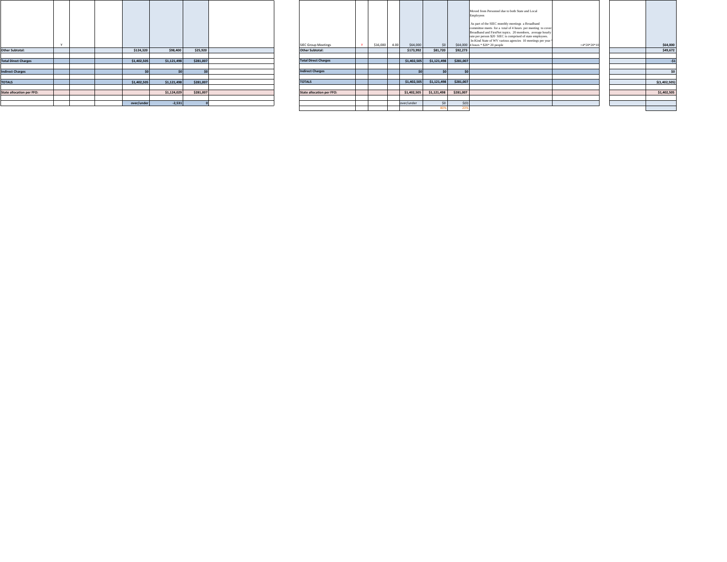| | | | | | | | |
|---|---|---|---|---|---|---|---|
| | Y | | | | | | |
| Other Subtotal: | | | | $124,320 | $98,400 | $25,920 | |
| | | | | | | | |
| Total Direct Charges | | | | $1,402,505 | $1,121,498 | $281,007 | |
| | | | | | | | |
| Indirect Charges | | | | $0 | $0 | $0 | |
| | | | | | | | |
| TOTALS | | | | $1,402,505 | $1,121,498 | $281,007 | |
| | | | | | | | |
| State allocation per FFO: | | | | | $1,124,029 | $281,007 | |
| | | | | | | | |
| | | | | over/under | -2,531 | 0 | |

| | | | | | | | | | | | |
|---|---|---|---|---|---|---|---|---|---|---|---|
| SIEC Group Meetings | Y | $16,000 | 4.00 | $64,000 | $0 | $64,000 | Moved from Personnel due to both State and Local Employees<br><br>As part of the SIEC monthly meetings a Broadband committee meets for a total of 4 hours per meeting to cover Broadband and FirstNet topics. 20 members, average hourly rate per person $20 SIEC is comprised of state employees. In-Kind State of WV various agencies 10 meetings per year * 4 hours * $20* 20 people | =4*20*20*10 | | | $64,000 |
| Other Subtotal: | | | | $173,992 | $81,720 | $92,273 | | | | | $49,672 |
| | | | | | | | | | | | |
| Total Direct Charges | | | | $1,402,505 | $1,121,498 | $281,007 | | | | | -$1 |
| | | | | | | | | | | | |
| Indirect Charges | | | | $0 | $0 | $0 | | | | | $0 |
| | | | | | | | | | | | |
| TOTALS | | | | $1,402,505 | $1,121,498 | $281,007 | | | | | $(1,402,505) |
| | | | | | | | | | | | |
| State allocation per FFO: | | | | $1,402,505 | $1,121,498 | $281,007 | | | | | $1,402,505 |
| | | | | | | | | | | | |
| | | | | over/under | $0 | $(0) | | | | | |
| | | | | | 80% | 20% | | | | | |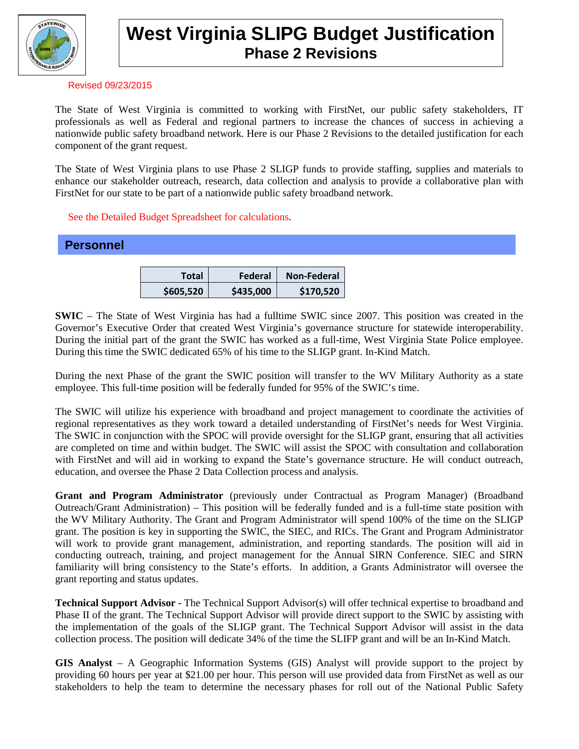# West Virginia SLIPG Budget Justification
## Phase 2 Revisions

Revised 09/23/2015

The State of West Virginia is committed to working with FirstNet, our public safety stakeholders, IT professionals as well as Federal and regional partners to increase the chances of success in achieving a nationwide public safety broadband network. Here is our Phase 2 Revisions to the detailed justification for each component of the grant request.

The State of West Virginia plans to use Phase 2 SLIGP funds to provide staffing, supplies and materials to enhance our stakeholder outreach, research, data collection and analysis to provide a collaborative plan with FirstNet for our state to be part of a nationwide public safety broadband network.

See the Detailed Budget Spreadsheet for calculations.

## Personnel

| Total | Federal | Non-Federal |
|---|---|---|
| $605,520 | $435,000 | $170,520 |

**SWIC** – The State of West Virginia has had a fulltime SWIC since 2007. This position was created in the Governor's Executive Order that created West Virginia's governance structure for statewide interoperability. During the initial part of the grant the SWIC has worked as a full-time, West Virginia State Police employee. During this time the SWIC dedicated 65% of his time to the SLIGP grant. In-Kind Match.

During the next Phase of the grant the SWIC position will transfer to the WV Military Authority as a state employee. This full-time position will be federally funded for 95% of the SWIC's time.

The SWIC will utilize his experience with broadband and project management to coordinate the activities of regional representatives as they work toward a detailed understanding of FirstNet's needs for West Virginia. The SWIC in conjunction with the SPOC will provide oversight for the SLIGP grant, ensuring that all activities are completed on time and within budget. The SWIC will assist the SPOC with consultation and collaboration with FirstNet and will aid in working to expand the State's governance structure. He will conduct outreach, education, and oversee the Phase 2 Data Collection process and analysis.

**Grant and Program Administrator** (previously under Contractual as Program Manager) (Broadband Outreach/Grant Administration) – This position will be federally funded and is a full-time state position with the WV Military Authority. The Grant and Program Administrator will spend 100% of the time on the SLIGP grant. The position is key in supporting the SWIC, the SIEC, and RICs. The Grant and Program Administrator will work to provide grant management, administration, and reporting standards. The position will aid in conducting outreach, training, and project management for the Annual SIRN Conference. SIEC and SIRN familiarity will bring consistency to the State's efforts. In addition, a Grants Administrator will oversee the grant reporting and status updates.

**Technical Support Advisor** - The Technical Support Advisor(s) will offer technical expertise to broadband and Phase II of the grant. The Technical Support Advisor will provide direct support to the SWIC by assisting with the implementation of the goals of the SLIGP grant. The Technical Support Advisor will assist in the data collection process. The position will dedicate 34% of the time the SLIFP grant and will be an In-Kind Match.

**GIS Analyst** – A Geographic Information Systems (GIS) Analyst will provide support to the project by providing 60 hours per year at $21.00 per hour. This person will use provided data from FirstNet as well as our stakeholders to help the team to determine the necessary phases for roll out of the National Public Safety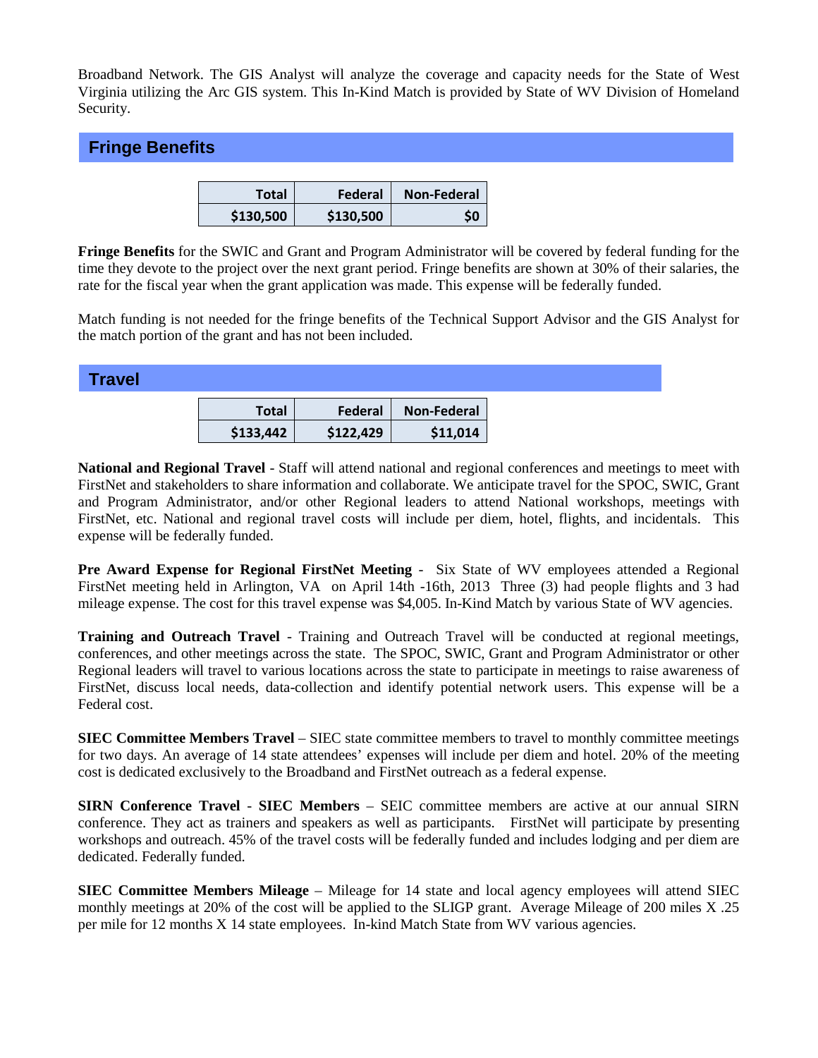Broadband Network. The GIS Analyst will analyze the coverage and capacity needs for the State of West Virginia utilizing the Arc GIS system. This In-Kind Match is provided by State of WV Division of Homeland Security.

## Fringe Benefits

| Total | Federal | Non-Federal |
|---|---|---|
| $130,500 | $130,500 | $0 |

**Fringe Benefits** for the SWIC and Grant and Program Administrator will be covered by federal funding for the time they devote to the project over the next grant period. Fringe benefits are shown at 30% of their salaries, the rate for the fiscal year when the grant application was made. This expense will be federally funded.

Match funding is not needed for the fringe benefits of the Technical Support Advisor and the GIS Analyst for the match portion of the grant and has not been included.

## Travel

| Total | Federal | Non-Federal |
|---|---|---|
| $133,442 | $122,429 | $11,014 |

**National and Regional Travel** - Staff will attend national and regional conferences and meetings to meet with FirstNet and stakeholders to share information and collaborate. We anticipate travel for the SPOC, SWIC, Grant and Program Administrator, and/or other Regional leaders to attend National workshops, meetings with FirstNet, etc. National and regional travel costs will include per diem, hotel, flights, and incidentals. This expense will be federally funded.

**Pre Award Expense for Regional FirstNet Meeting** - Six State of WV employees attended a Regional FirstNet meeting held in Arlington, VA on April 14th -16th, 2013 Three (3) had people flights and 3 had mileage expense. The cost for this travel expense was $4,005. In-Kind Match by various State of WV agencies.

**Training and Outreach Travel** - Training and Outreach Travel will be conducted at regional meetings, conferences, and other meetings across the state. The SPOC, SWIC, Grant and Program Administrator or other Regional leaders will travel to various locations across the state to participate in meetings to raise awareness of FirstNet, discuss local needs, data-collection and identify potential network users. This expense will be a Federal cost.

**SIEC Committee Members Travel** – SIEC state committee members to travel to monthly committee meetings for two days. An average of 14 state attendees' expenses will include per diem and hotel. 20% of the meeting cost is dedicated exclusively to the Broadband and FirstNet outreach as a federal expense.

**SIRN Conference Travel** - **SIEC Members** – SEIC committee members are active at our annual SIRN conference. They act as trainers and speakers as well as participants. FirstNet will participate by presenting workshops and outreach. 45% of the travel costs will be federally funded and includes lodging and per diem are dedicated. Federally funded.

**SIEC Committee Members Mileage** – Mileage for 14 state and local agency employees will attend SIEC monthly meetings at 20% of the cost will be applied to the SLIGP grant. Average Mileage of 200 miles X .25 per mile for 12 months X 14 state employees. In-kind Match State from WV various agencies.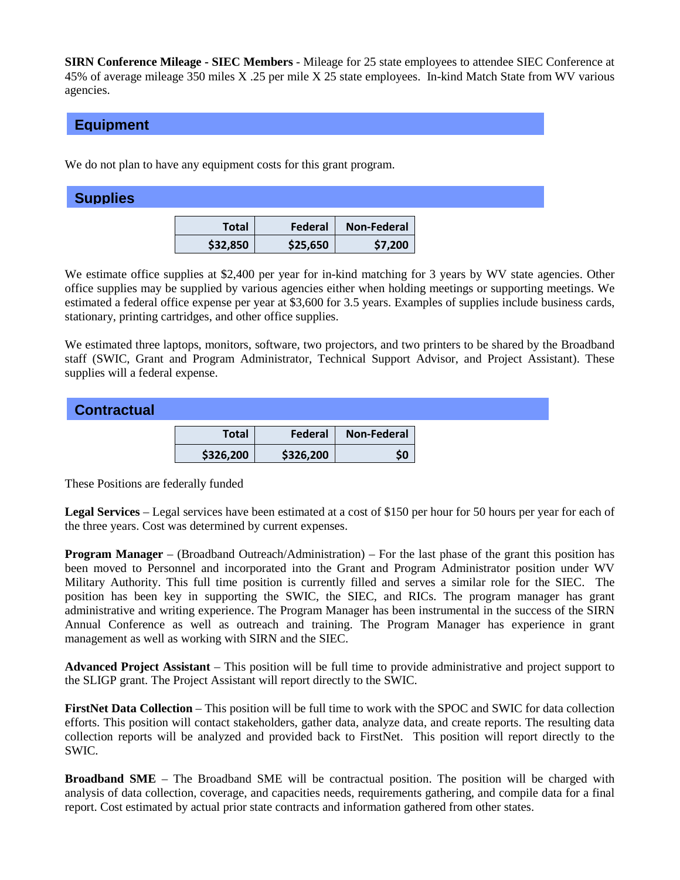**SIRN Conference Mileage - SIEC Members** - Mileage for 25 state employees to attendee SIEC Conference at 45% of average mileage 350 miles X .25 per mile X 25 state employees. In-kind Match State from WV various agencies.

## Equipment

We do not plan to have any equipment costs for this grant program.

## Supplies

| Total | Federal | Non-Federal |
|---|---|---|
| $32,850 | $25,650 | $7,200 |

We estimate office supplies at $2,400 per year for in-kind matching for 3 years by WV state agencies. Other office supplies may be supplied by various agencies either when holding meetings or supporting meetings. We estimated a federal office expense per year at $3,600 for 3.5 years. Examples of supplies include business cards, stationary, printing cartridges, and other office supplies.

We estimated three laptops, monitors, software, two projectors, and two printers to be shared by the Broadband staff (SWIC, Grant and Program Administrator, Technical Support Advisor, and Project Assistant). These supplies will a federal expense.

## Contractual

| Total | Federal | Non-Federal |
|---|---|---|
| $326,200 | $326,200 | $0 |

These Positions are federally funded

**Legal Services** – Legal services have been estimated at a cost of $150 per hour for 50 hours per year for each of the three years. Cost was determined by current expenses.

**Program Manager** – (Broadband Outreach/Administration) – For the last phase of the grant this position has been moved to Personnel and incorporated into the Grant and Program Administrator position under WV Military Authority. This full time position is currently filled and serves a similar role for the SIEC. The position has been key in supporting the SWIC, the SIEC, and RICs. The program manager has grant administrative and writing experience. The Program Manager has been instrumental in the success of the SIRN Annual Conference as well as outreach and training. The Program Manager has experience in grant management as well as working with SIRN and the SIEC.

**Advanced Project Assistant** – This position will be full time to provide administrative and project support to the SLIGP grant. The Project Assistant will report directly to the SWIC.

**FirstNet Data Collection** – This position will be full time to work with the SPOC and SWIC for data collection efforts. This position will contact stakeholders, gather data, analyze data, and create reports. The resulting data collection reports will be analyzed and provided back to FirstNet. This position will report directly to the SWIC.

**Broadband SME** – The Broadband SME will be contractual position. The position will be charged with analysis of data collection, coverage, and capacities needs, requirements gathering, and compile data for a final report. Cost estimated by actual prior state contracts and information gathered from other states.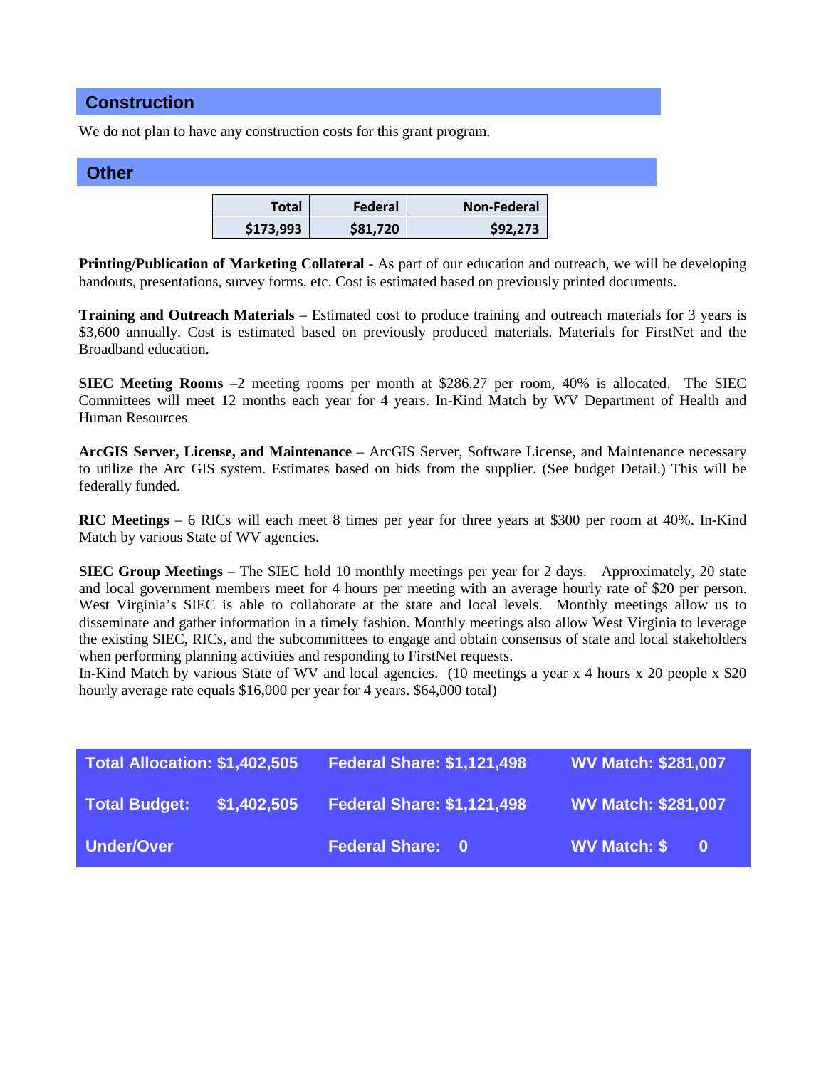## Construction

We do not plan to have any construction costs for this grant program.

## Other

| Total | Federal | Non-Federal |
|---|---|---|
| $173,993 | $81,720 | $92,273 |

**Printing/Publication of Marketing Collateral** - As part of our education and outreach, we will be developing handouts, presentations, survey forms, etc. Cost is estimated based on previously printed documents.

**Training and Outreach Materials** – Estimated cost to produce training and outreach materials for 3 years is $3,600 annually. Cost is estimated based on previously produced materials. Materials for FirstNet and the Broadband education.

**SIEC Meeting Rooms** –2 meeting rooms per month at $286.27 per room, 40% is allocated. The SIEC Committees will meet 12 months each year for 4 years. In-Kind Match by WV Department of Health and Human Resources

**ArcGIS Server, License, and Maintenance** – ArcGIS Server, Software License, and Maintenance necessary to utilize the Arc GIS system. Estimates based on bids from the supplier. (See budget Detail.) This will be federally funded.

**RIC Meetings** – 6 RICs will each meet 8 times per year for three years at $300 per room at 40%. In-Kind Match by various State of WV agencies.

**SIEC Group Meetings** – The SIEC hold 10 monthly meetings per year for 2 days. Approximately, 20 state and local government members meet for 4 hours per meeting with an average hourly rate of $20 per person. West Virginia's SIEC is able to collaborate at the state and local levels. Monthly meetings allow us to disseminate and gather information in a timely fashion. Monthly meetings also allow West Virginia to leverage the existing SIEC, RICs, and the subcommittees to engage and obtain consensus of state and local stakeholders when performing planning activities and responding to FirstNet requests.
In-Kind Match by various State of WV and local agencies. (10 meetings a year x 4 hours x 20 people x $20 hourly average rate equals $16,000 per year for 4 years. $64,000 total)

| | | |
|---|---|---|
| **Total Allocation: $1,402,505** | **Federal Share: $1,121,498** | **WV Match: $281,007** |
| **Total Budget: $1,402,505** | **Federal Share: $1,121,498** | **WV Match: $281,007** |
| **Under/Over** | **Federal Share: 0** | **WV Match: $ 0** |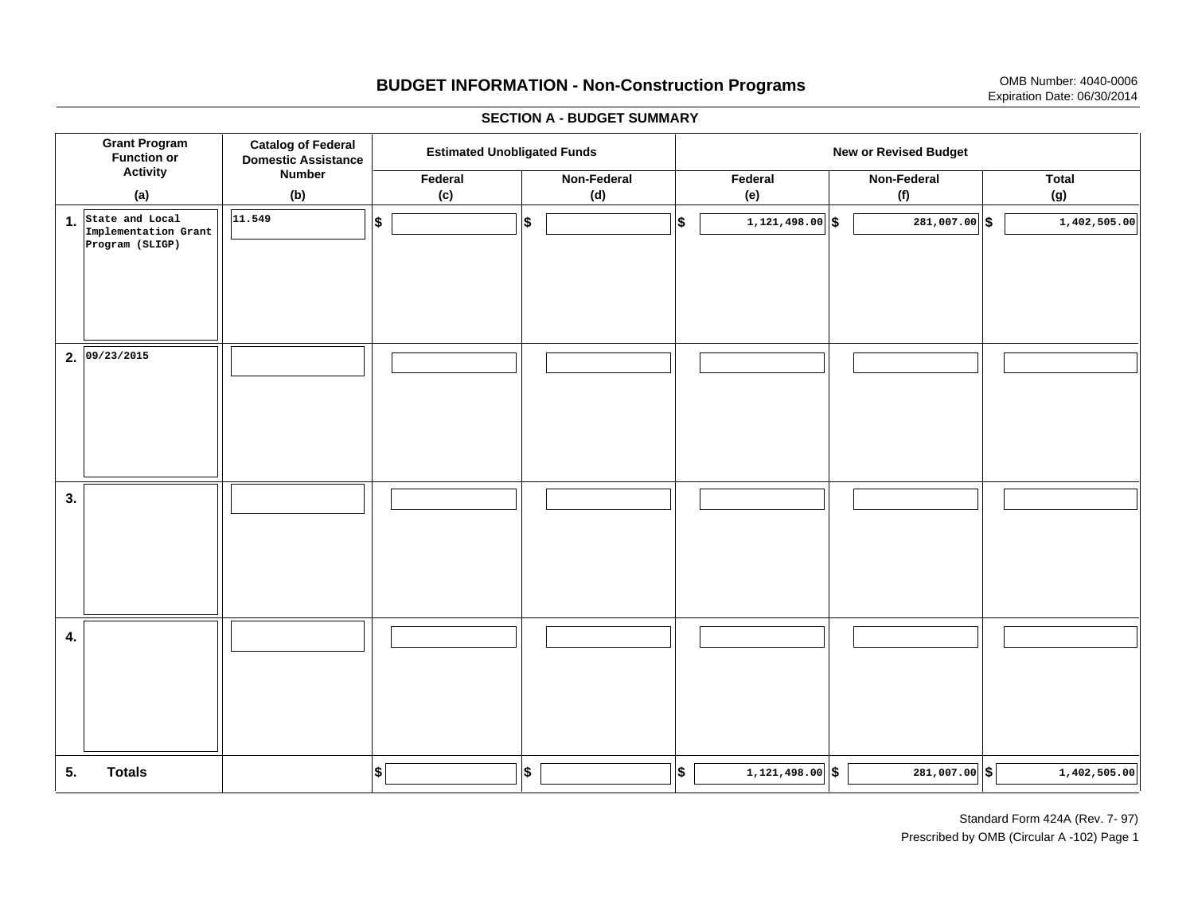# BUDGET INFORMATION - Non-Construction Programs

OMB Number: 4040-0006
Expiration Date: 06/30/2014

## SECTION A - BUDGET SUMMARY

| | Grant Program Function or Activity (a) | Catalog of Federal Domestic Assistance Number (b) | Estimated Unobligated Funds Federal (c) | Estimated Unobligated Funds Non-Federal (d) | New or Revised Budget Federal (e) | New or Revised Budget Non-Federal (f) | New or Revised Budget Total (g) |
|---|---|---|---|---|---|---|---|
| 1. | State and Local Implementation Grant Program (SLIGP) | 11.549 | $ | $ | $ 1,121,498.00 | $ 281,007.00 | $ 1,402,505.00 |
| 2. | 09/23/2015 | | | | | | |
| 3. | | | | | | | |
| 4. | | | | | | | |
| 5. | Totals | | $ | $ | $ 1,121,498.00 | $ 281,007.00 | $ 1,402,505.00 |

Standard Form 424A (Rev. 7- 97)
Prescribed by OMB (Circular A -102) Page 1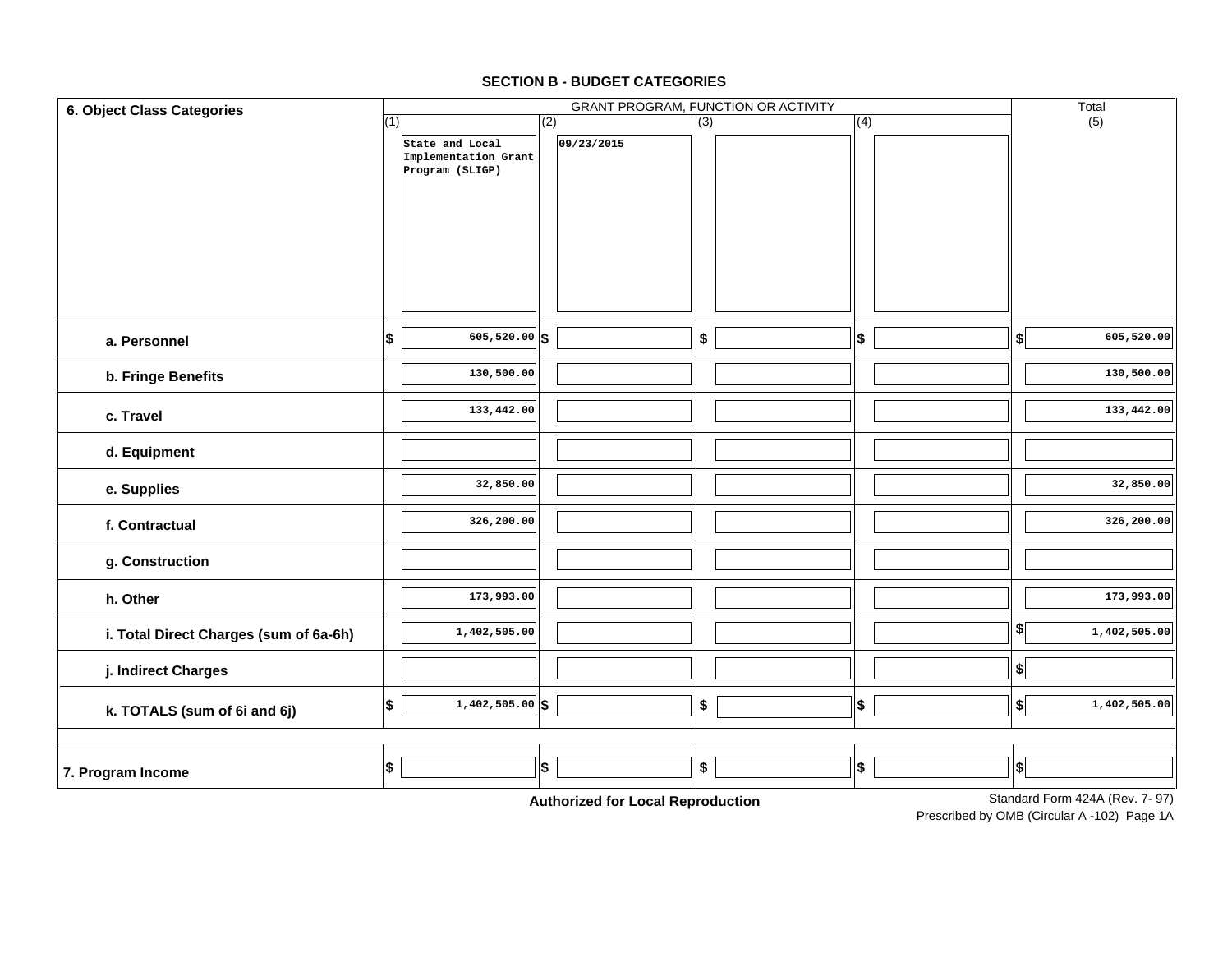## SECTION B - BUDGET CATEGORIES

| 6. Object Class Categories | GRANT PROGRAM, FUNCTION OR ACTIVITY | | | | Total |
|---|---|---|---|---|---|
| | (1) State and Local Implementation Grant Program (SLIGP) | (2) 09/23/2015 | (3) | (4) | (5) |
| a. Personnel | $ 605,520.00 | $ | $ | $ | $ 605,520.00 |
| b. Fringe Benefits | 130,500.00 | | | | 130,500.00 |
| c. Travel | 133,442.00 | | | | 133,442.00 |
| d. Equipment | | | | | |
| e. Supplies | 32,850.00 | | | | 32,850.00 |
| f. Contractual | 326,200.00 | | | | 326,200.00 |
| g. Construction | | | | | |
| h. Other | 173,993.00 | | | | 173,993.00 |
| i. Total Direct Charges (sum of 6a-6h) | 1,402,505.00 | | | | $ 1,402,505.00 |
| j. Indirect Charges | | | | | $ |
| k. TOTALS (sum of 6i and 6j) | $ 1,402,505.00 | $ | $ | $ | $ 1,402,505.00 |
| 7. Program Income | $ | $ | $ | $ | $ |

**Authorized for Local Reproduction**

Standard Form 424A (Rev. 7- 97)
Prescribed by OMB (Circular A -102) Page 1A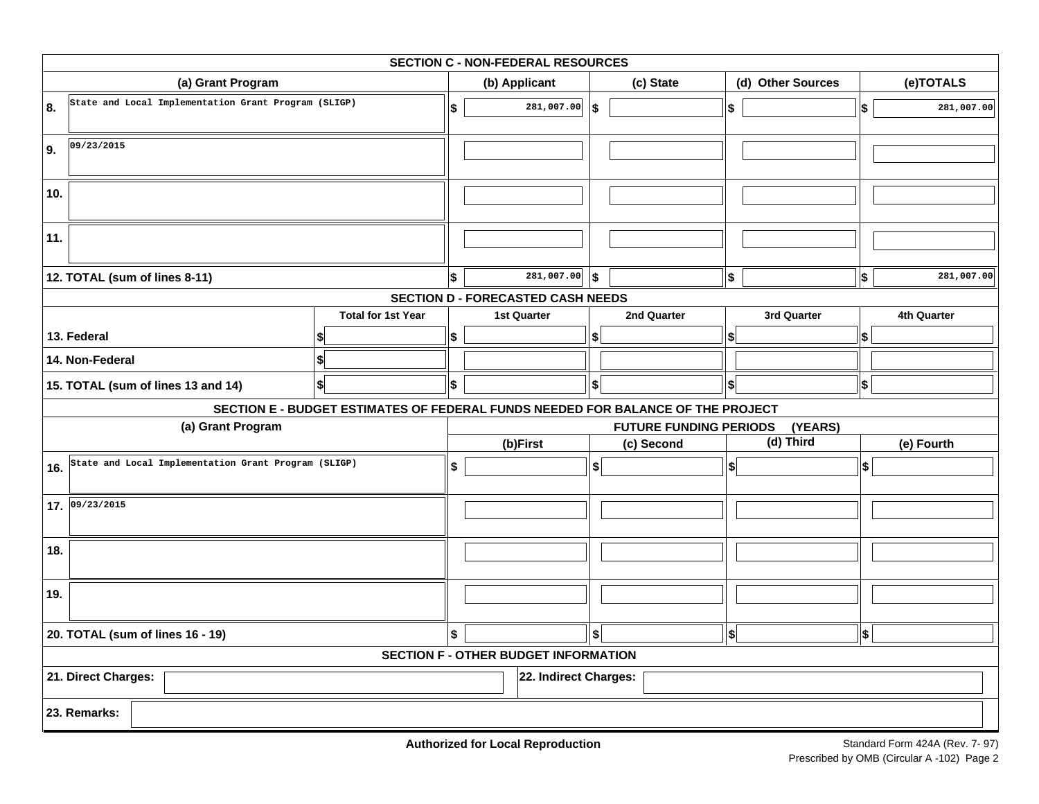## SECTION C - NON-FEDERAL RESOURCES

| (a) Grant Program | (b) Applicant | (c) State | (d) Other Sources | (e)TOTALS |
|---|---|---|---|---|
| 8. State and Local Implementation Grant Program (SLIGP) | $ 281,007.00 | $ | $ | $ 281,007.00 |
| 9. 09/23/2015 | | | | |
| 10. | | | | |
| 11. | | | | |
| 12. TOTAL (sum of lines 8-11) | $ 281,007.00 | $ | $ | $ 281,007.00 |

## SECTION D - FORECASTED CASH NEEDS

| | Total for 1st Year | 1st Quarter | 2nd Quarter | 3rd Quarter | 4th Quarter |
|---|---|---|---|---|---|
| 13. Federal | $ | $ | $ | $ | $ |
| 14. Non-Federal | $ | | | | |
| 15. TOTAL (sum of lines 13 and 14) | $ | $ | $ | $ | $ |

## SECTION E - BUDGET ESTIMATES OF FEDERAL FUNDS NEEDED FOR BALANCE OF THE PROJECT

| (a) Grant Program | FUTURE FUNDING PERIODS (YEARS) | | | |
|---|---|---|---|---|
| | (b)First | (c) Second | (d) Third | (e) Fourth |
| 16. State and Local Implementation Grant Program (SLIGP) | $ | $ | $ | $ |
| 17. 09/23/2015 | | | | |
| 18. | | | | |
| 19. | | | | |
| 20. TOTAL (sum of lines 16 - 19) | $ | $ | $ | $ |

## SECTION F - OTHER BUDGET INFORMATION

21. Direct Charges:

22. Indirect Charges:

23. Remarks:

**Authorized for Local Reproduction**

Standard Form 424A (Rev. 7- 97)
Prescribed by OMB (Circular A -102) Page 2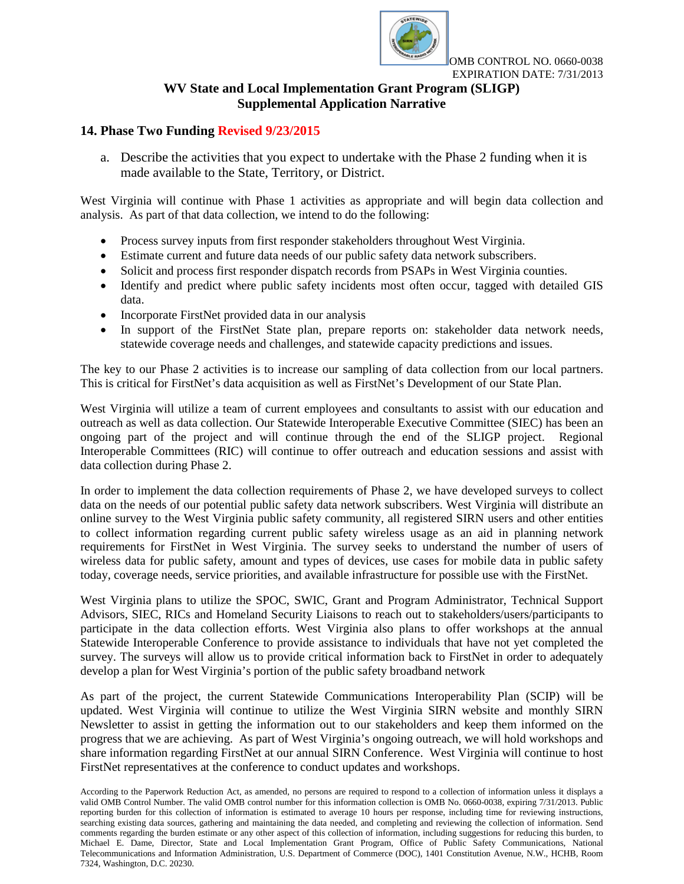OMB CONTROL NO. 0660-0038
EXPIRATION DATE: 7/31/2013

**WV State and Local Implementation Grant Program (SLIGP)**
**Supplemental Application Narrative**

## 14. Phase Two Funding Revised 9/23/2015

a. Describe the activities that you expect to undertake with the Phase 2 funding when it is made available to the State, Territory, or District.

West Virginia will continue with Phase 1 activities as appropriate and will begin data collection and analysis. As part of that data collection, we intend to do the following:

- Process survey inputs from first responder stakeholders throughout West Virginia.
- Estimate current and future data needs of our public safety data network subscribers.
- Solicit and process first responder dispatch records from PSAPs in West Virginia counties.
- Identify and predict where public safety incidents most often occur, tagged with detailed GIS data.
- Incorporate FirstNet provided data in our analysis
- In support of the FirstNet State plan, prepare reports on: stakeholder data network needs, statewide coverage needs and challenges, and statewide capacity predictions and issues.

The key to our Phase 2 activities is to increase our sampling of data collection from our local partners. This is critical for FirstNet's data acquisition as well as FirstNet's Development of our State Plan.

West Virginia will utilize a team of current employees and consultants to assist with our education and outreach as well as data collection. Our Statewide Interoperable Executive Committee (SIEC) has been an ongoing part of the project and will continue through the end of the SLIGP project. Regional Interoperable Committees (RIC) will continue to offer outreach and education sessions and assist with data collection during Phase 2.

In order to implement the data collection requirements of Phase 2, we have developed surveys to collect data on the needs of our potential public safety data network subscribers. West Virginia will distribute an online survey to the West Virginia public safety community, all registered SIRN users and other entities to collect information regarding current public safety wireless usage as an aid in planning network requirements for FirstNet in West Virginia. The survey seeks to understand the number of users of wireless data for public safety, amount and types of devices, use cases for mobile data in public safety today, coverage needs, service priorities, and available infrastructure for possible use with the FirstNet.

West Virginia plans to utilize the SPOC, SWIC, Grant and Program Administrator, Technical Support Advisors, SIEC, RICs and Homeland Security Liaisons to reach out to stakeholders/users/participants to participate in the data collection efforts. West Virginia also plans to offer workshops at the annual Statewide Interoperable Conference to provide assistance to individuals that have not yet completed the survey. The surveys will allow us to provide critical information back to FirstNet in order to adequately develop a plan for West Virginia's portion of the public safety broadband network

As part of the project, the current Statewide Communications Interoperability Plan (SCIP) will be updated. West Virginia will continue to utilize the West Virginia SIRN website and monthly SIRN Newsletter to assist in getting the information out to our stakeholders and keep them informed on the progress that we are achieving. As part of West Virginia's ongoing outreach, we will hold workshops and share information regarding FirstNet at our annual SIRN Conference. West Virginia will continue to host FirstNet representatives at the conference to conduct updates and workshops.

According to the Paperwork Reduction Act, as amended, no persons are required to respond to a collection of information unless it displays a valid OMB Control Number. The valid OMB control number for this information collection is OMB No. 0660-0038, expiring 7/31/2013. Public reporting burden for this collection of information is estimated to average 10 hours per response, including time for reviewing instructions, searching existing data sources, gathering and maintaining the data needed, and completing and reviewing the collection of information. Send comments regarding the burden estimate or any other aspect of this collection of information, including suggestions for reducing this burden, to Michael E. Dame, Director, State and Local Implementation Grant Program, Office of Public Safety Communications, National Telecommunications and Information Administration, U.S. Department of Commerce (DOC), 1401 Constitution Avenue, N.W., HCHB, Room 7324, Washington, D.C. 20230.